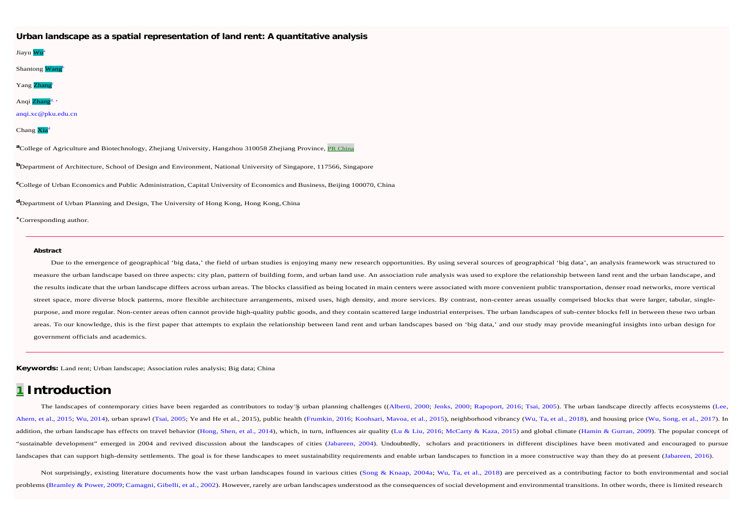# Urban landscape as a spatial representation of land rent: A quantitative analysis

Jiayu Wu[a]

Shantong Wang[b]

Yang Zhang[c]

Anqi Zhang[d, *]

anqi.xc@pku.edu.cn

Chang Xia[d]

[a]College of Agriculture and Biotechnology, Zhejiang University, Hangzhou 310058 Zhejiang Province, PR China

[b]Department of Architecture, School of Design and Environment, National University of Singapore, 117566, Singapore

[c]College of Urban Economics and Public Administration, Capital University of Economics and Business, Beijing 100070, China

[d]Department of Urban Planning and Design, The University of Hong Kong, Hong Kong, China

*Corresponding author.

---

**Abstract**

Due to the emergence of geographical 'big data,' the field of urban studies is enjoying many new research opportunities. By using several sources of geographical 'big data', an analysis framework was structured to measure the urban landscape based on three aspects: city plan, pattern of building form, and urban land use. An association rule analysis was used to explore the relationship between land rent and the urban landscape, and the results indicate that the urban landscape differs across urban areas. The blocks classified as being located in main centers were associated with more convenient public transportation, denser road networks, more vertical street space, more diverse block patterns, more flexible architecture arrangements, mixed uses, high density, and more services. By contrast, non-center areas usually comprised blocks that were larger, tabular, single-purpose, and more regular. Non-center areas often cannot provide high-quality public goods, and they contain scattered large industrial enterprises. The urban landscapes of sub-center blocks fell in between these two urban areas. To our knowledge, this is the first paper that attempts to explain the relationship between land rent and urban landscapes based on 'big data,' and our study may provide meaningful insights into urban design for government officials and academics.

---

**Keywords:** Land rent; Urban landscape; Association rules analysis; Big data; China

# 1 Introduction

The landscapes of contemporary cities have been regarded as contributors to today's urban planning challenges ((Alberti, 2000; Jenks, 2000; Rapoport, 2016; Tsai, 2005). The urban landscape directly affects ecosystems (Lee, Ahern, et al., 2015; Wu, 2014), urban sprawl (Tsai, 2005; Ye and He et al., 2015), public health (Frumkin, 2016; Koohsari, Mavoa, et al., 2015), neighborhood vibrancy (Wu, Ta, et al., 2018), and housing price (Wu, Song, et al., 2017). In addition, the urban landscape has effects on travel behavior (Hong, Shen, et al., 2014), which, in turn, influences air quality (Lu & Liu, 2016; McCarty & Kaza, 2015) and global climate (Hamin & Gurran, 2009). The popular concept of "sustainable development" emerged in 2004 and revived discussion about the landscapes of cities (Jabareen, 2004). Undoubtedly, scholars and practitioners in different disciplines have been motivated and encouraged to pursue landscapes that can support high-density settlements. The goal is for these landscapes to meet sustainability requirements and enable urban landscapes to function in a more constructive way than they do at present (Jabareen, 2016).

Not surprisingly, existing literature documents how the vast urban landscapes found in various cities (Song & Knaap, 2004a; Wu, Ta, et al., 2018) are perceived as a contributing factor to both environmental and social problems (Bramley & Power, 2009; Camagni, Gibelli, et al., 2002). However, rarely are urban landscapes understood as the consequences of social development and environmental transitions. In other words, there is limited research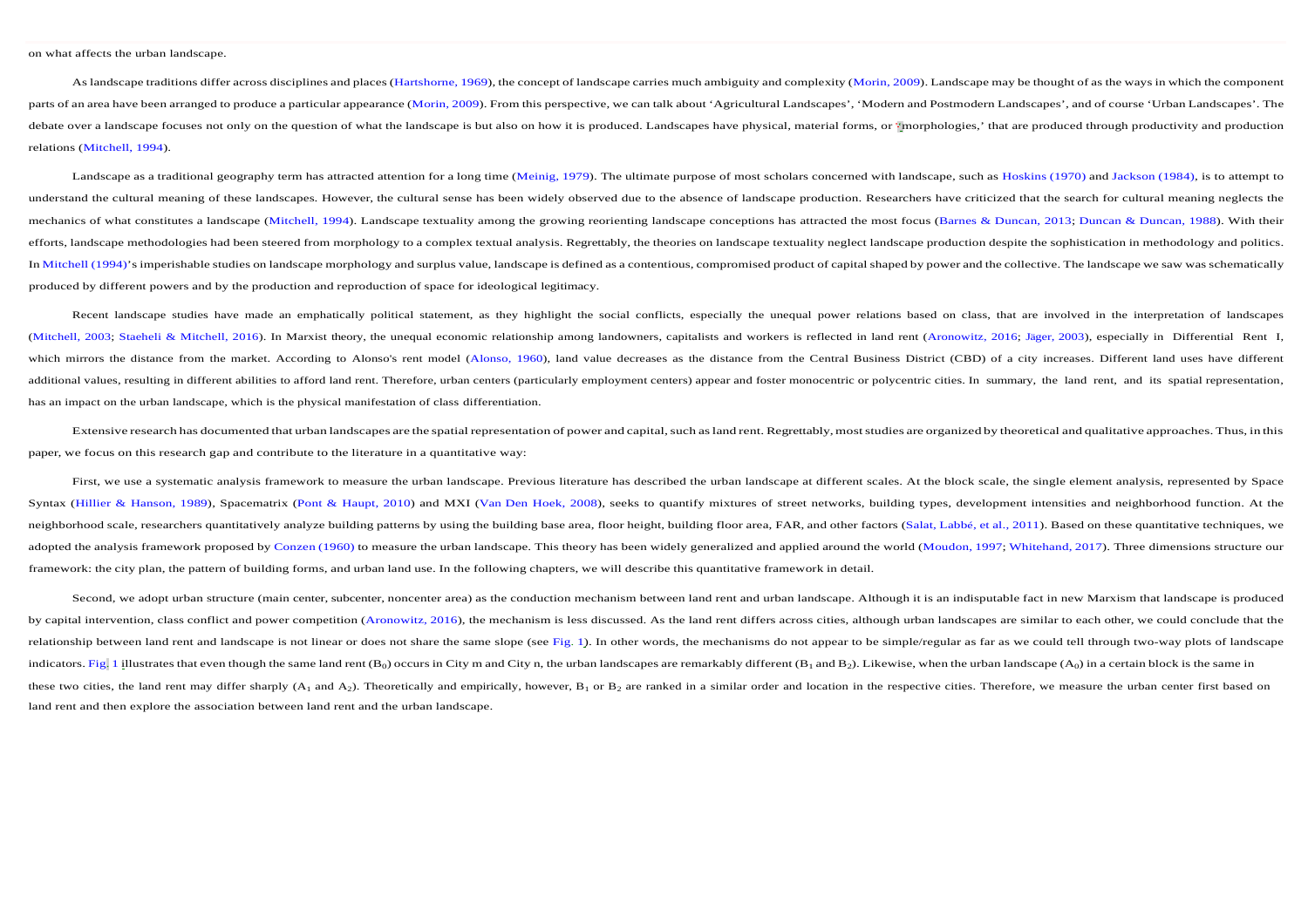on what affects the urban landscape.

As landscape traditions differ across disciplines and places (Hartshorne, 1969), the concept of landscape carries much ambiguity and complexity (Morin, 2009). Landscape may be thought of as the ways in which the component parts of an area have been arranged to produce a particular appearance (Morin, 2009). From this perspective, we can talk about 'Agricultural Landscapes', 'Modern and Postmodern Landscapes', and of course 'Urban Landscapes'. The debate over a landscape focuses not only on the question of what the landscape is but also on how it is produced. Landscapes have physical, material forms, or 'morphologies,' that are produced through productivity and production relations (Mitchell, 1994).

Landscape as a traditional geography term has attracted attention for a long time (Meinig, 1979). The ultimate purpose of most scholars concerned with landscape, such as Hoskins (1970) and Jackson (1984), is to attempt to understand the cultural meaning of these landscapes. However, the cultural sense has been widely observed due to the absence of landscape production. Researchers have criticized that the search for cultural meaning neglects the mechanics of what constitutes a landscape (Mitchell, 1994). Landscape textuality among the growing reorienting landscape conceptions has attracted the most focus (Barnes & Duncan, 2013; Duncan & Duncan, 1988). With their efforts, landscape methodologies had been steered from morphology to a complex textual analysis. Regrettably, the theories on landscape textuality neglect landscape production despite the sophistication in methodology and politics. In Mitchell (1994)'s imperishable studies on landscape morphology and surplus value, landscape is defined as a contentious, compromised product of capital shaped by power and the collective. The landscape we saw was schematically produced by different powers and by the production and reproduction of space for ideological legitimacy.

Recent landscape studies have made an emphatically political statement, as they highlight the social conflicts, especially the unequal power relations based on class, that are involved in the interpretation of landscapes (Mitchell, 2003; Staeheli & Mitchell, 2016). In Marxist theory, the unequal economic relationship among landowners, capitalists and workers is reflected in land rent (Aronowitz, 2016; Jäger, 2003), especially in Differential Rent I, which mirrors the distance from the market. According to Alonso's rent model (Alonso, 1960), land value decreases as the distance from the Central Business District (CBD) of a city increases. Different land uses have different additional values, resulting in different abilities to afford land rent. Therefore, urban centers (particularly employment centers) appear and foster monocentric or polycentric cities. In summary, the land rent, and its spatial representation, has an impact on the urban landscape, which is the physical manifestation of class differentiation.

Extensive research has documented that urban landscapes are the spatial representation of power and capital, such as land rent. Regrettably, most studies are organized by theoretical and qualitative approaches. Thus, in this paper, we focus on this research gap and contribute to the literature in a quantitative way:

First, we use a systematic analysis framework to measure the urban landscape. Previous literature has described the urban landscape at different scales. At the block scale, the single element analysis, represented by Space Syntax (Hillier & Hanson, 1989), Spacematrix (Pont & Haupt, 2010) and MXI (Van Den Hoek, 2008), seeks to quantify mixtures of street networks, building types, development intensities and neighborhood function. At the neighborhood scale, researchers quantitatively analyze building patterns by using the building base area, floor height, building floor area, FAR, and other factors (Salat, Labbé, et al., 2011). Based on these quantitative techniques, we adopted the analysis framework proposed by Conzen (1960) to measure the urban landscape. This theory has been widely generalized and applied around the world (Moudon, 1997; Whitehand, 2017). Three dimensions structure our framework: the city plan, the pattern of building forms, and urban land use. In the following chapters, we will describe this quantitative framework in detail.

Second, we adopt urban structure (main center, subcenter, noncenter area) as the conduction mechanism between land rent and urban landscape. Although it is an indisputable fact in new Marxism that landscape is produced by capital intervention, class conflict and power competition (Aronowitz, 2016), the mechanism is less discussed. As the land rent differs across cities, although urban landscapes are similar to each other, we could conclude that the relationship between land rent and landscape is not linear or does not share the same slope (see Fig. 1). In other words, the mechanisms do not appear to be simple/regular as far as we could tell through two-way plots of landscape indicators. Fig. 1 illustrates that even though the same land rent ($B_0$) occurs in City m and City n, the urban landscapes are remarkably different ($B_1$ and $B_2$). Likewise, when the urban landscape ($A_0$) in a certain block is the same in these two cities, the land rent may differ sharply ($A_1$ and $A_2$). Theoretically and empirically, however, $B_1$ or $B_2$ are ranked in a similar order and location in the respective cities. Therefore, we measure the urban center first based on land rent and then explore the association between land rent and the urban landscape.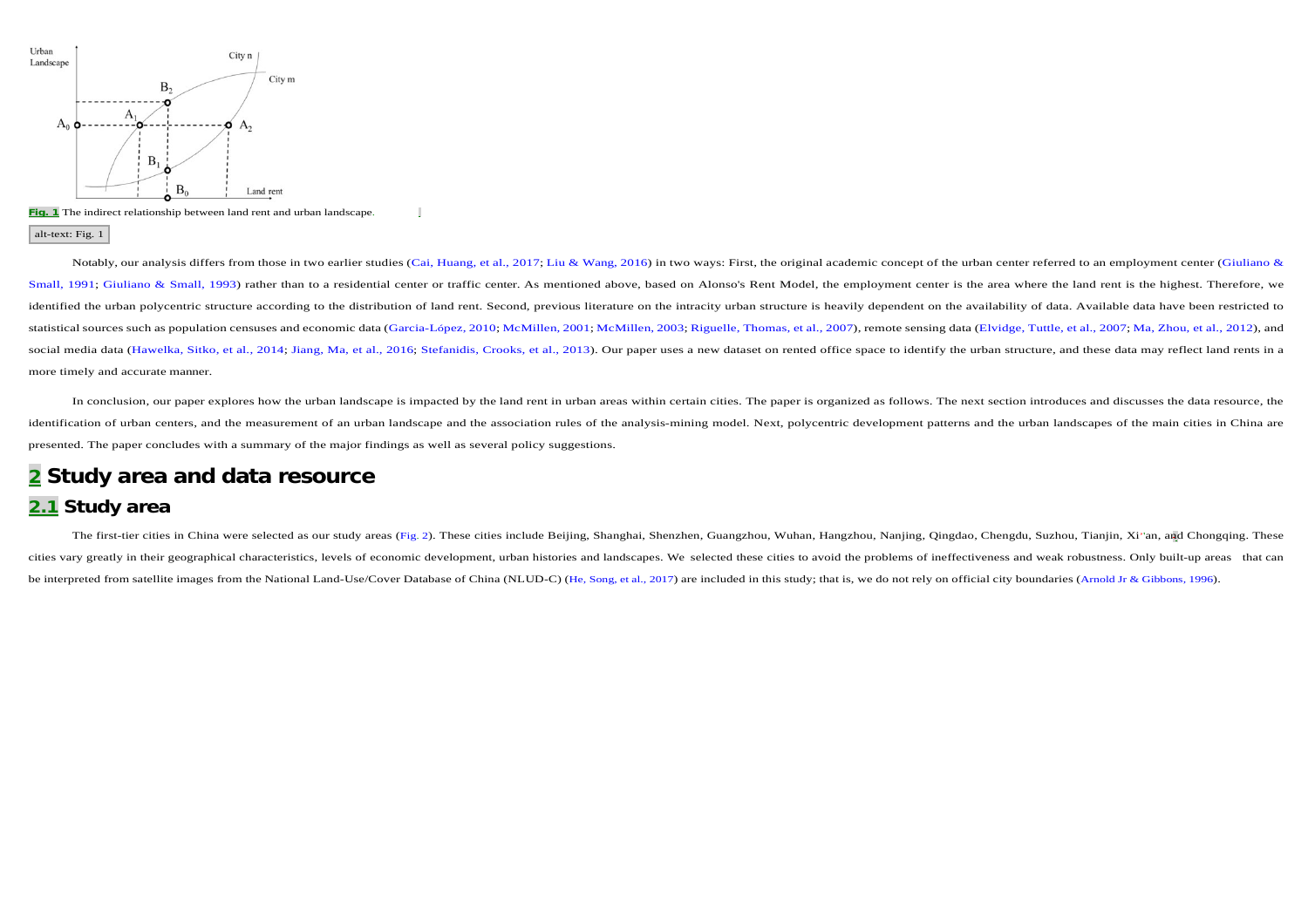**Fig. 1** The indirect relationship between land rent and urban landscape.

alt-text: Fig. 1

Notably, our analysis differs from those in two earlier studies (Cai, Huang, et al., 2017; Liu & Wang, 2016) in two ways: First, the original academic concept of the urban center referred to an employment center (Giuliano & Small, 1991; Giuliano & Small, 1993) rather than to a residential center or traffic center. As mentioned above, based on Alonso's Rent Model, the employment center is the area where the land rent is the highest. Therefore, we identified the urban polycentric structure according to the distribution of land rent. Second, previous literature on the intracity urban structure is heavily dependent on the availability of data. Available data have been restricted to statistical sources such as population censuses and economic data (Garcia-López, 2010; McMillen, 2001; McMillen, 2003; Riguelle, Thomas, et al., 2007), remote sensing data (Elvidge, Tuttle, et al., 2007; Ma, Zhou, et al., 2012), and social media data (Hawelka, Sitko, et al., 2014; Jiang, Ma, et al., 2016; Stefanidis, Crooks, et al., 2013). Our paper uses a new dataset on rented office space to identify the urban structure, and these data may reflect land rents in a more timely and accurate manner.

In conclusion, our paper explores how the urban landscape is impacted by the land rent in urban areas within certain cities. The paper is organized as follows. The next section introduces and discusses the data resource, the identification of urban centers, and the measurement of an urban landscape and the association rules of the analysis-mining model. Next, polycentric development patterns and the urban landscapes of the main cities in China are presented. The paper concludes with a summary of the major findings as well as several policy suggestions.

# 2 Study area and data resource

## 2.1 Study area

The first-tier cities in China were selected as our study areas (Fig. 2). These cities include Beijing, Shanghai, Shenzhen, Guangzhou, Wuhan, Hangzhou, Nanjing, Qingdao, Chengdu, Suzhou, Tianjin, Xi'an, and Chongqing. These cities vary greatly in their geographical characteristics, levels of economic development, urban histories and landscapes. We selected these cities to avoid the problems of ineffectiveness and weak robustness. Only built-up areas that can be interpreted from satellite images from the National Land-Use/Cover Database of China (NLUD-C) (He, Song, et al., 2017) are included in this study; that is, we do not rely on official city boundaries (Arnold Jr & Gibbons, 1996).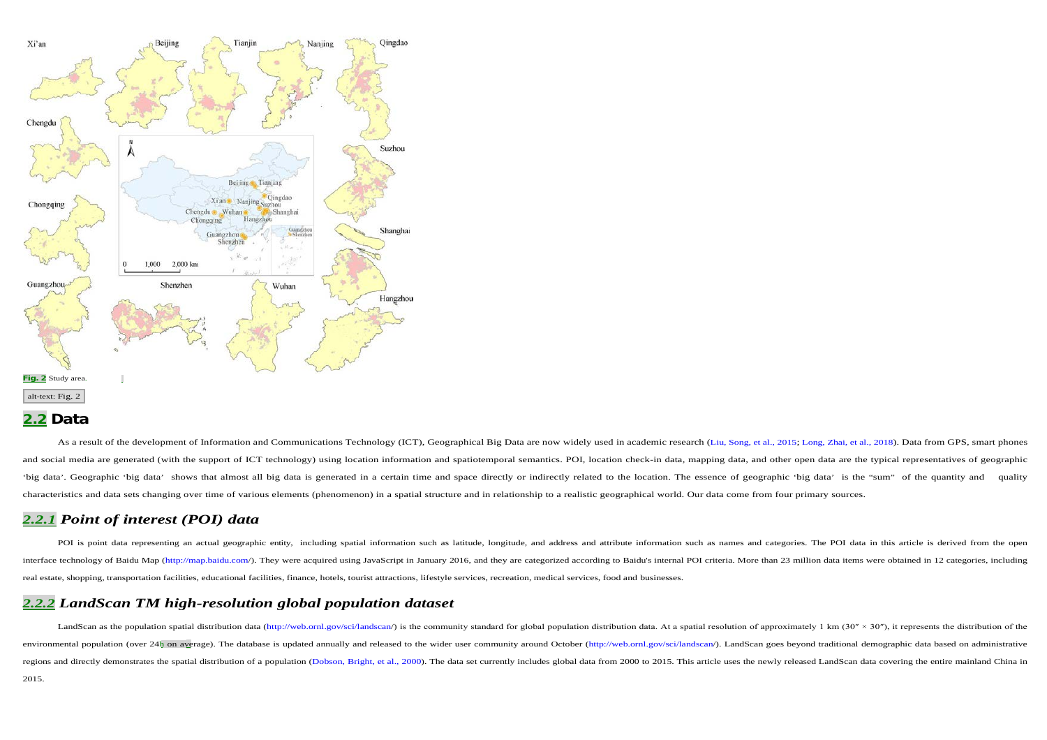**Fig. 2** Study area.

alt-text: Fig. 2

## 2.2 Data

As a result of the development of Information and Communications Technology (ICT), Geographical Big Data are now widely used in academic research (Liu, Song, et al., 2015; Long, Zhai, et al., 2018). Data from GPS, smart phones and social media are generated (with the support of ICT technology) using location information and spatiotemporal semantics. POI, location check-in data, mapping data, and other open data are the typical representatives of geographic 'big data'. Geographic 'big data' shows that almost all big data is generated in a certain time and space directly or indirectly related to the location. The essence of geographic 'big data' is the "sum" of the quantity and quality characteristics and data sets changing over time of various elements (phenomenon) in a spatial structure and in relationship to a realistic geographical world. Our data come from four primary sources.

### *2.2.1 Point of interest (POI) data*

POI is point data representing an actual geographic entity, including spatial information such as latitude, longitude, and address and attribute information such as names and categories. The POI data in this article is derived from the open interface technology of Baidu Map (http://map.baidu.com/). They were acquired using JavaScript in January 2016, and they are categorized according to Baidu's internal POI criteria. More than 23 million data items were obtained in 12 categories, including real estate, shopping, transportation facilities, educational facilities, finance, hotels, tourist attractions, lifestyle services, recreation, medical services, food and businesses.

### *2.2.2 LandScan TM high-resolution global population dataset*

LandScan as the population spatial distribution data (http://web.ornl.gov/sci/landscan/) is the community standard for global population distribution data. At a spatial resolution of approximately 1 km (30″ × 30″), it represents the distribution of the environmental population (over 24h on average). The database is updated annually and released to the wider user community around October (http://web.ornl.gov/sci/landscan/). LandScan goes beyond traditional demographic data based on administrative regions and directly demonstrates the spatial distribution of a population (Dobson, Bright, et al., 2000). The data set currently includes global data from 2000 to 2015. This article uses the newly released LandScan data covering the entire mainland China in 2015.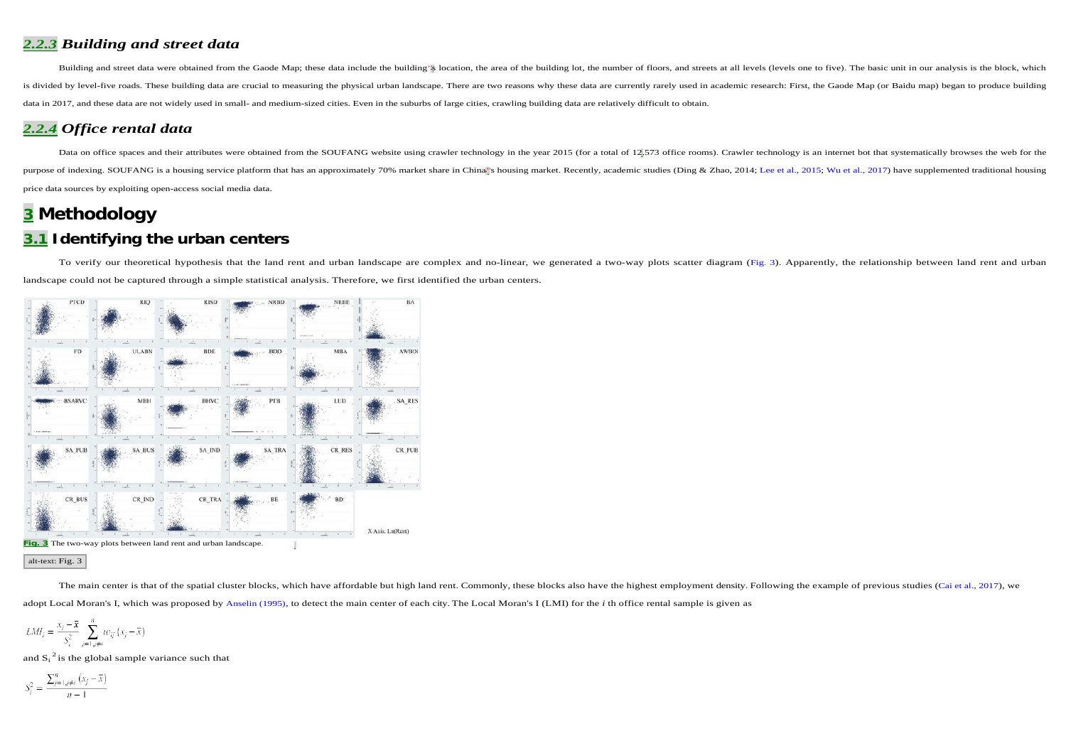### 2.2.3 Building and street data

Building and street data were obtained from the Gaode Map; these data include the building's location, the area of the building lot, the number of floors, and streets at all levels (levels one to five). The basic unit in our analysis is the block, which is divided by level-five roads. These building data are crucial to measuring the physical urban landscape. There are two reasons why these data are currently rarely used in academic research: First, the Gaode Map (or Baidu map) began to produce building data in 2017, and these data are not widely used in small- and medium-sized cities. Even in the suburbs of large cities, crawling building data are relatively difficult to obtain.

### 2.2.4 Office rental data

Data on office spaces and their attributes were obtained from the SOUFANG website using crawler technology in the year 2015 (for a total of 12,573 office rooms). Crawler technology is an internet bot that systematically browses the web for the purpose of indexing. SOUFANG is a housing service platform that has an approximately 70% market share in China's housing market. Recently, academic studies (Ding & Zhao, 2014; Lee et al., 2015; Wu et al., 2017) have supplemented traditional housing price data sources by exploiting open-access social media data.

# 3 Methodology

## 3.1 Identifying the urban centers

To verify our theoretical hypothesis that the land rent and urban landscape are complex and no-linear, we generated a two-way plots scatter diagram (Fig. 3). Apparently, the relationship between land rent and urban landscape could not be captured through a simple statistical analysis. Therefore, we first identified the urban centers.

Fig. 3 The two-way plots between land rent and urban landscape.

alt-text: Fig. 3

The main center is that of the spatial cluster blocks, which have affordable but high land rent. Commonly, these blocks also have the highest employment density. Following the example of previous studies (Cai et al., 2017), we adopt Local Moran's I, which was proposed by Anselin (1995), to detect the main center of each city. The Local Moran's I (LMI) for the *i* th office rental sample is given as

$$LMI_i = \frac{x_i - \bar{x}}{S_i^2} \sum_{j=1, j \neq i}^{n} w_{ij} (x_j - \bar{x})$$

and $S_i^2$ is the global sample variance such that

$$S_i^2 = \frac{\sum_{j=1, j \neq i}^{n} (x_j - \bar{x})}{n-1}$$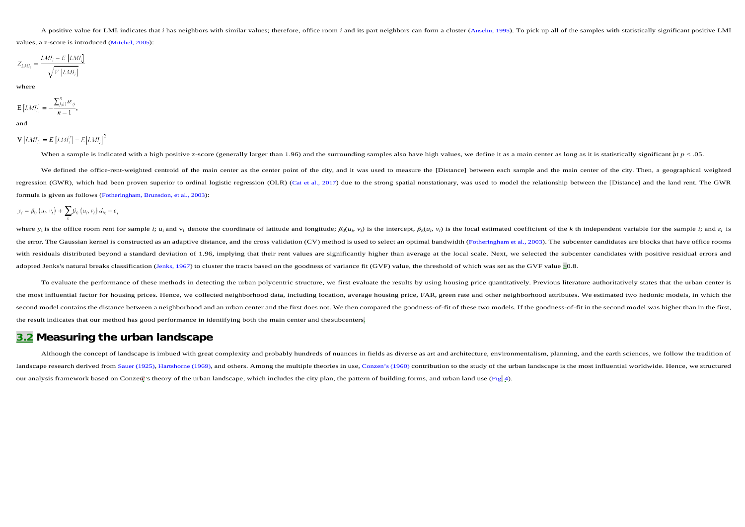A positive value for $LMI_i$ indicates that $i$ has neighbors with similar values; therefore, office room $i$ and its part neighbors can form a cluster (Anselin, 1995). To pick up all of the samples with statistically significant positive LMI values, a z-score is introduced (Mitchel, 2005):

$$Z_{LMI_i} = \frac{LMI_i - E\left[LMI_i\right]}{\sqrt{V\left[LMI_i\right]}}$$

where

$$\mathrm{E}\left[LMI_i\right] = -\frac{\sum_{j=1}^{n} w_{ij}}{n-1},$$

and

$$\mathrm{V}\left[LMI_i\right] = E\left[LMI_i^2\right] - E\left[LMI_i\right]^2$$

When a sample is indicated with a high positive z-score (generally larger than 1.96) and the surrounding samples also have high values, we define it as a main center as long as it is statistically significant at $p < .05$.

We defined the office-rent-weighted centroid of the main center as the center point of the city, and it was used to measure the [Distance] between each sample and the main center of the city. Then, a geographical weighted regression (GWR), which had been proven superior to ordinal logistic regression (OLR) (Cai et al., 2017) due to the strong spatial nonstationary, was used to model the relationship between the [Distance] and the land rent. The GWR formula is given as follows (Fotheringham, Brunsdon, et al., 2003):

$$y_i = \beta_0\left(u_i, v_i\right) + \sum_k \beta_k\left(u_i, v_i\right) d_{ik} + \varepsilon_i$$

where $y_i$ is the office room rent for sample $i$; $u_i$ and $v_i$ denote the coordinate of latitude and longitude; $\beta_0(u_i, v_i)$ is the intercept, $\beta_k(u_i, v_i)$ is the local estimated coefficient of the $k$ th independent variable for the sample $i$; and $\varepsilon_i$ is the error. The Gaussian kernel is constructed as an adaptive distance, and the cross validation (CV) method is used to select an optimal bandwidth (Fotheringham et al., 2003). The subcenter candidates are blocks that have office rooms with residuals distributed beyond a standard deviation of 1.96, implying that their rent values are significantly higher than average at the local scale. Next, we selected the subcenter candidates with positive residual errors and adopted Jenks's natural breaks classification (Jenks, 1967) to cluster the tracts based on the goodness of variance fit (GVF) value, the threshold of which was set as the GVF value ≥0.8.

To evaluate the performance of these methods in detecting the urban polycentric structure, we first evaluate the results by using housing price quantitatively. Previous literature authoritatively states that the urban center is the most influential factor for housing prices. Hence, we collected neighborhood data, including location, average housing price, FAR, green rate and other neighborhood attributes. We estimated two hedonic models, in which the second model contains the distance between a neighborhood and an urban center and the first does not. We then compared the goodness-of-fit of these two models. If the goodness-of-fit in the second model was higher than in the first, the result indicates that our method has good performance in identifying both the main center and the subcenters.

## 3.2 Measuring the urban landscape

Although the concept of landscape is imbued with great complexity and probably hundreds of nuances in fields as diverse as art and architecture, environmentalism, planning, and the earth sciences, we follow the tradition of landscape research derived from Sauer (1925), Hartshorne (1969), and others. Among the multiple theories in use, Conzen's (1960) contribution to the study of the urban landscape is the most influential worldwide. Hence, we structured our analysis framework based on Conzen's theory of the urban landscape, which includes the city plan, the pattern of building forms, and urban land use (Fig. 4).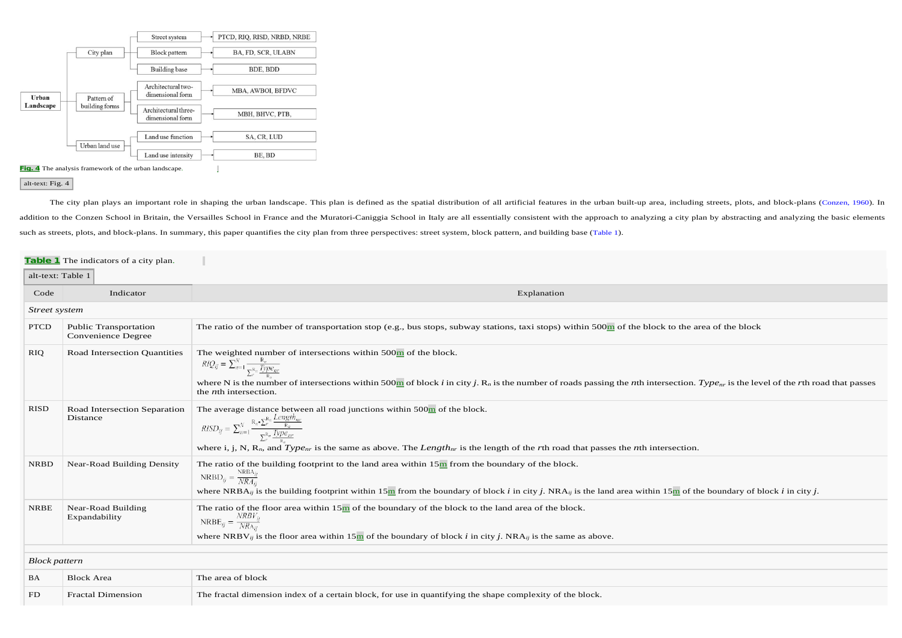Urban Landscape

- City plan
  - Street system → PTCD, RIQ, RISD, NRBD, NRBE
  - Block pattern → BA, FD, SCR, ULABN
  - Building base → BDE, BDD
- Pattern of building forms
  - Architectural two-dimensional form → MBA, AWBOI, BFDVC
  - Architectural three-dimensional form → MBH, BHVC, PTB,
- Urban land use
  - Land use function → SA, CR, LUD
  - Land use intensity → BE, BD

**Fig. 4** The analysis framework of the urban landscape.

alt-text: Fig. 4

The city plan plays an important role in shaping the urban landscape. This plan is defined as the spatial distribution of all artificial features in the urban built-up area, including streets, plots, and block-plans (Conzen, 1960). In addition to the Conzen School in Britain, the Versailles School in France and the Muratori-Caniggia School in Italy are all essentially consistent with the approach to analyzing a city plan by abstracting and analyzing the basic elements such as streets, plots, and block-plans. In summary, this paper quantifies the city plan from three perspectives: street system, block pattern, and building base (Table 1).

**Table 1** The indicators of a city plan.

alt-text: Table 1

| Code | Indicator | Explanation |
|---|---|---|
| *Street system* | | |
| PTCD | Public Transportation Convenience Degree | The ratio of the number of transportation stop (e.g., bus stops, subway stations, taxi stops) within 500m of the block to the area of the block |
| RIQ | Road Intersection Quantities | The weighted number of intersections within 500m of the block. $RIQ_{ij} = \sum_{n=1}^{N} \frac{R_n}{\sum_{r}^{R_n} \frac{Type_{nr}}{R_n}}$ where N is the number of intersections within 500m of block $i$ in city $j$. $R_n$ is the number of roads passing the $n$th intersection. $Type_{nr}$ is the level of the $r$th road that passes the $n$th intersection. |
| RISD | Road Intersection Separation Distance | The average distance between all road junctions within 500m of the block. $RISD_{ij} = \sum_{n=1}^{N} \frac{R_n \bullet \sum_{r}^{R_n} \frac{Length_{nr}}{R_n}}{\sum_{r}^{R_n} \frac{Type_{nr}}{R_n}}$ where i, j, N, $R_n$, and $Type_{nr}$ is the same as above. The $Length_{nr}$ is the length of the $r$th road that passes the $n$th intersection. |
| NRBD | Near-Road Building Density | The ratio of the building footprint to the land area within 15m from the boundary of the block. $NRBD_{ij} = \frac{NRBA_{ij}}{NRA_{ij}}$ where $NRBA_{ij}$ is the building footprint within 15m from the boundary of block $i$ in city $j$. $NRA_{ij}$ is the land area within 15m of the boundary of block $i$ in city $j$. |
| NRBE | Near-Road Building Expandability | The ratio of the floor area within 15m of the boundary of the block to the land area of the block. $NRBE_{ij} = \frac{NRBV_{ij}}{NRA_{ij}}$ where $NRBV_{ij}$ is the floor area within 15m of the boundary of block $i$ in city $j$. $NRA_{ij}$ is the same as above. |
| *Block pattern* | | |
| BA | Block Area | The area of block |
| FD | Fractal Dimension | The fractal dimension index of a certain block, for use in quantifying the shape complexity of the block. |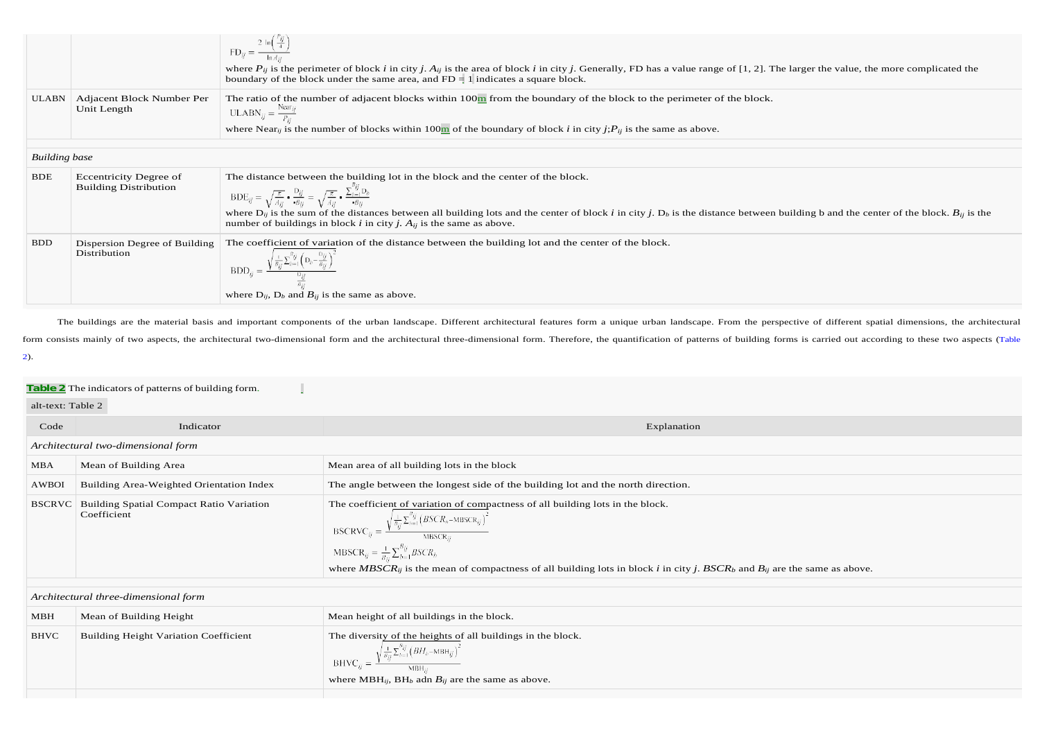| | | |
|---|---|---|
| | | $$FD_{ij} = \frac{2\ln\left(\frac{P_{ij}}{4}\right)}{\ln A_{ij}}$$ where $P_{ij}$ is the perimeter of block $i$ in city $j$. $A_{ij}$ is the area of block $i$ in city $j$. Generally, FD has a value range of [1, 2]. The larger the value, the more complicated the boundary of the block under the same area, and FD = 1 indicates a square block. |
| ULABN | Adjacent Block Number Per Unit Length | The ratio of the number of adjacent blocks within 100m from the boundary of the block to the perimeter of the block. $$ULABN_{ij} = \frac{Near_{ij}}{P_{ij}}$$ where $Near_{ij}$ is the number of blocks within 100m of the boundary of block $i$ in city $j$;$P_{ij}$ is the same as above. |
| *Building base* | | |
| BDE | Eccentricity Degree of Building Distribution | The distance between the building lot in the block and the center of the block. $$BDE_{ij} = \sqrt{\frac{\pi}{A_{ij}}} \bullet \frac{D_{ij}}{B_{ij}} = \sqrt{\frac{\pi}{A_{ij}}} \bullet \frac{\sum_{b=1}^{B_{ij}} D_b}{B_{ij}}$$ where $D_{ij}$ is the sum of the distances between all building lots and the center of block $i$ in city $j$. $D_b$ is the distance between building b and the center of the block. $B_{ij}$ is the number of buildings in block $i$ in city $j$. $A_{ij}$ is the same as above. |
| BDD | Dispersion Degree of Building Distribution | The coefficient of variation of the distance between the building lot and the center of the block. $$BDD_{ij} = \frac{\sqrt{\frac{1}{B_{ij}}\sum_{b=1}^{B_{ij}}\left(D_b - \frac{D_{ij}}{B_{ij}}\right)^2}}{\frac{D_{ij}}{B_{ij}}}$$ where $D_{ij}$, $D_b$ and $B_{ij}$ is the same as above. |

The buildings are the material basis and important components of the urban landscape. Different architectural features form a unique urban landscape. From the perspective of different spatial dimensions, the architectural form consists mainly of two aspects, the architectural two-dimensional form and the architectural three-dimensional form. Therefore, the quantification of patterns of building forms is carried out according to these two aspects (Table 2).

**Table 2** The indicators of patterns of building form.

alt-text: Table 2

| Code | Indicator | Explanation |
|---|---|---|
| *Architectural two-dimensional form* | | |
| MBA | Mean of Building Area | Mean area of all building lots in the block |
| AWBOI | Building Area-Weighted Orientation Index | The angle between the longest side of the building lot and the north direction. |
| BSCRVC | Building Spatial Compact Ratio Variation Coefficient | The coefficient of variation of compactness of all building lots in the block. $$BSCRVC_{ij} = \frac{\sqrt{\frac{1}{B_{ij}}\sum_{b=1}^{B_{ij}}\left(BSCR_b - MBSCR_{ij}\right)^2}}{MBSCR_{ij}}$$ $$MBSCR_{ij} = \frac{1}{B_{ij}}\sum_{b=1}^{B_{ij}} BSCR_b$$ where $MBSCR_{ij}$ is the mean of compactness of all building lots in block $i$ in city $j$. $BSCR_b$ and $B_{ij}$ are the same as above. |
| *Architectural three-dimensional form* | | |
| MBH | Mean of Building Height | Mean height of all buildings in the block. |
| BHVC | Building Height Variation Coefficient | The diversity of the heights of all buildings in the block. $$BHVC_{ij} = \frac{\sqrt{\frac{1}{B_{ij}}\sum_{b=1}^{B_{ij}}\left(BH_b - MBH_{ij}\right)^2}}{MBH_{ij}}$$ where $MBH_{ij}$, $BH_b$ adn $B_{ij}$ are the same as above. |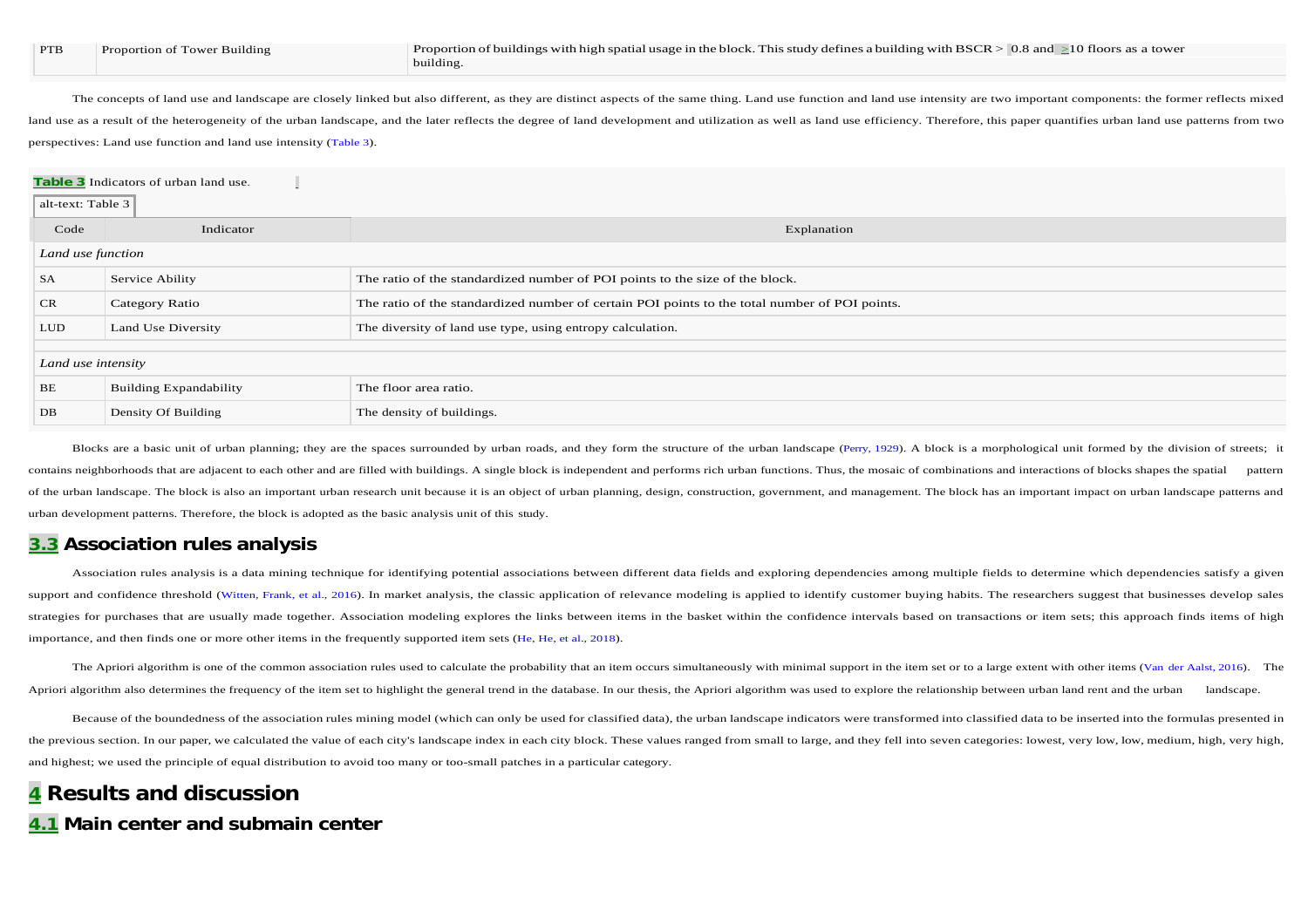| | | |
|---|---|---|
| PTB | Proportion of Tower Building | Proportion of buildings with high spatial usage in the block. This study defines a building with BSCR > 0.8 and ≥10 floors as a tower building. |

The concepts of land use and landscape are closely linked but also different, as they are distinct aspects of the same thing. Land use function and land use intensity are two important components: the former reflects mixed land use as a result of the heterogeneity of the urban landscape, and the later reflects the degree of land development and utilization as well as land use efficiency. Therefore, this paper quantifies urban land use patterns from two perspectives: Land use function and land use intensity (Table 3).

**Table 3** Indicators of urban land use.

alt-text: Table 3

| Code | Indicator | Explanation |
|---|---|---|
| *Land use function* | | |
| SA | Service Ability | The ratio of the standardized number of POI points to the size of the block. |
| CR | Category Ratio | The ratio of the standardized number of certain POI points to the total number of POI points. |
| LUD | Land Use Diversity | The diversity of land use type, using entropy calculation. |
| *Land use intensity* | | |
| BE | Building Expandability | The floor area ratio. |
| DB | Density Of Building | The density of buildings. |

Blocks are a basic unit of urban planning; they are the spaces surrounded by urban roads, and they form the structure of the urban landscape (Perry, 1929). A block is a morphological unit formed by the division of streets; it contains neighborhoods that are adjacent to each other and are filled with buildings. A single block is independent and performs rich urban functions. Thus, the mosaic of combinations and interactions of blocks shapes the spatial pattern of the urban landscape. The block is also an important urban research unit because it is an object of urban planning, design, construction, government, and management. The block has an important impact on urban landscape patterns and urban development patterns. Therefore, the block is adopted as the basic analysis unit of this study.

## 3.3 Association rules analysis

Association rules analysis is a data mining technique for identifying potential associations between different data fields and exploring dependencies among multiple fields to determine which dependencies satisfy a given support and confidence threshold (Witten, Frank, et al., 2016). In market analysis, the classic application of relevance modeling is applied to identify customer buying habits. The researchers suggest that businesses develop sales strategies for purchases that are usually made together. Association modeling explores the links between items in the basket within the confidence intervals based on transactions or item sets; this approach finds items of high importance, and then finds one or more other items in the frequently supported item sets (He, He, et al., 2018).

The Apriori algorithm is one of the common association rules used to calculate the probability that an item occurs simultaneously with minimal support in the item set or to a large extent with other items (Van der Aalst, 2016). The Apriori algorithm also determines the frequency of the item set to highlight the general trend in the database. In our thesis, the Apriori algorithm was used to explore the relationship between urban land rent and the urban landscape.

Because of the boundedness of the association rules mining model (which can only be used for classified data), the urban landscape indicators were transformed into classified data to be inserted into the formulas presented in the previous section. In our paper, we calculated the value of each city's landscape index in each city block. These values ranged from small to large, and they fell into seven categories: lowest, very low, low, medium, high, very high, and highest; we used the principle of equal distribution to avoid too many or too-small patches in a particular category.

# 4 Results and discussion

## 4.1 Main center and submain center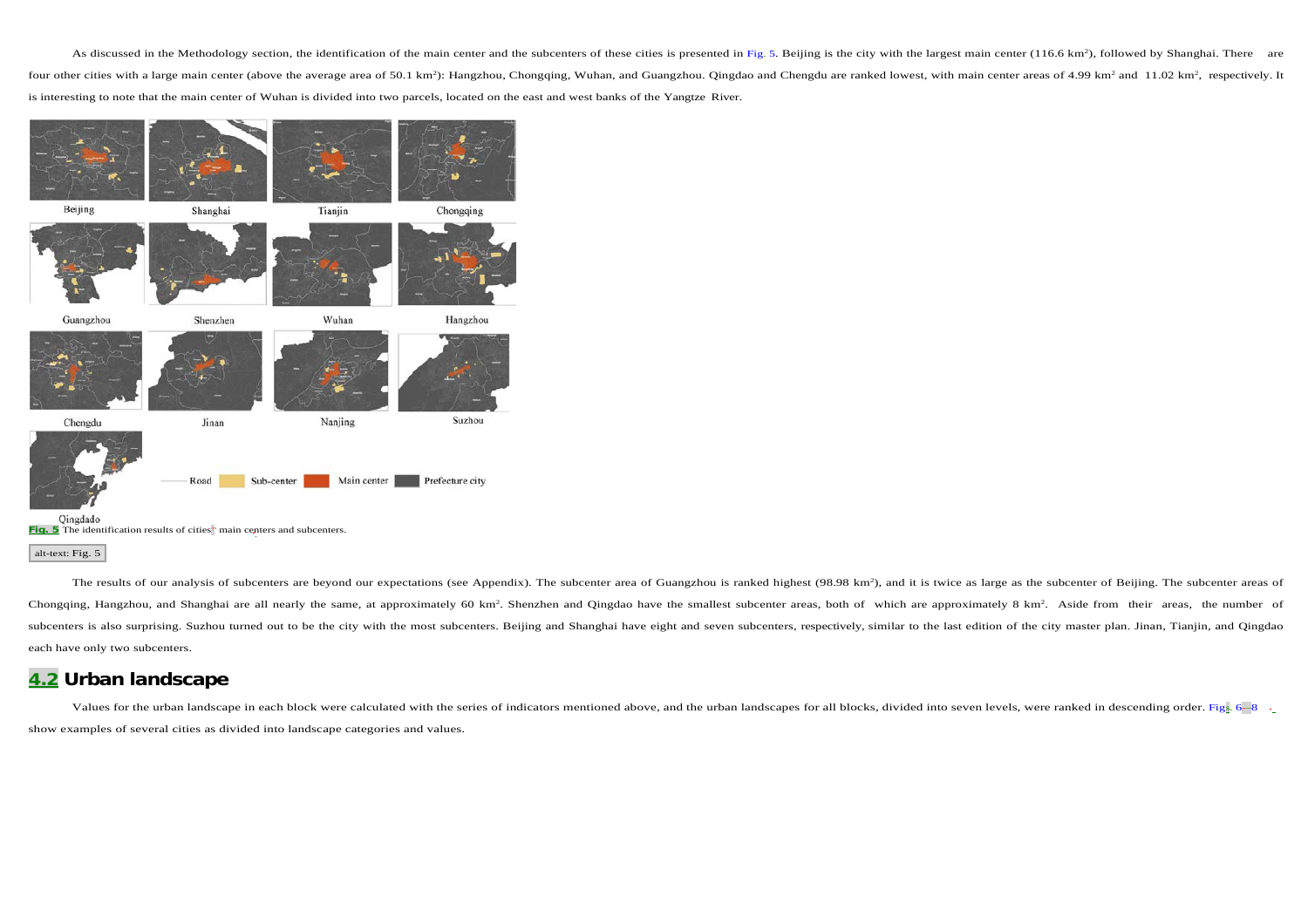As discussed in the Methodology section, the identification of the main center and the subcenters of these cities is presented in Fig. 5. Beijing is the city with the largest main center (116.6 km$^2$), followed by Shanghai. There are four other cities with a large main center (above the average area of 50.1 km$^2$): Hangzhou, Chongqing, Wuhan, and Guangzhou. Qingdao and Chengdu are ranked lowest, with main center areas of 4.99 km$^2$ and 11.02 km$^2$, respectively. It is interesting to note that the main center of Wuhan is divided into two parcels, located on the east and west banks of the Yangtze River.

**Fig. 5** The identification results of cities' main centers and subcenters.

alt-text: Fig. 5

The results of our analysis of subcenters are beyond our expectations (see Appendix). The subcenter area of Guangzhou is ranked highest (98.98 km$^2$), and it is twice as large as the subcenter of Beijing. The subcenter areas of Chongqing, Hangzhou, and Shanghai are all nearly the same, at approximately 60 km$^2$. Shenzhen and Qingdao have the smallest subcenter areas, both of which are approximately 8 km$^2$. Aside from their areas, the number of subcenters is also surprising. Suzhou turned out to be the city with the most subcenters. Beijing and Shanghai have eight and seven subcenters, respectively, similar to the last edition of the city master plan. Jinan, Tianjin, and Qingdao each have only two subcenters.

## 4.2 Urban landscape

Values for the urban landscape in each block were calculated with the series of indicators mentioned above, and the urban landscapes for all blocks, divided into seven levels, were ranked in descending order. Figs. 6–8 show examples of several cities as divided into landscape categories and values.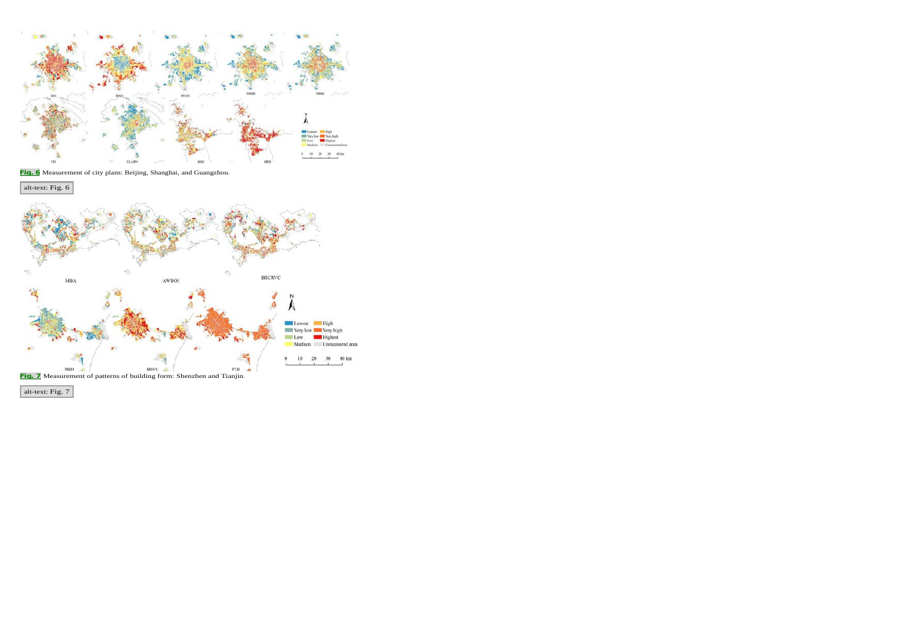Fig. 6 Measurement of city plans: Beijing, Shanghai, and Guangzhou.

alt-text: Fig. 6

Fig. 7 Measurement of patterns of building form: Shenzhen and Tianjin.

alt-text: Fig. 7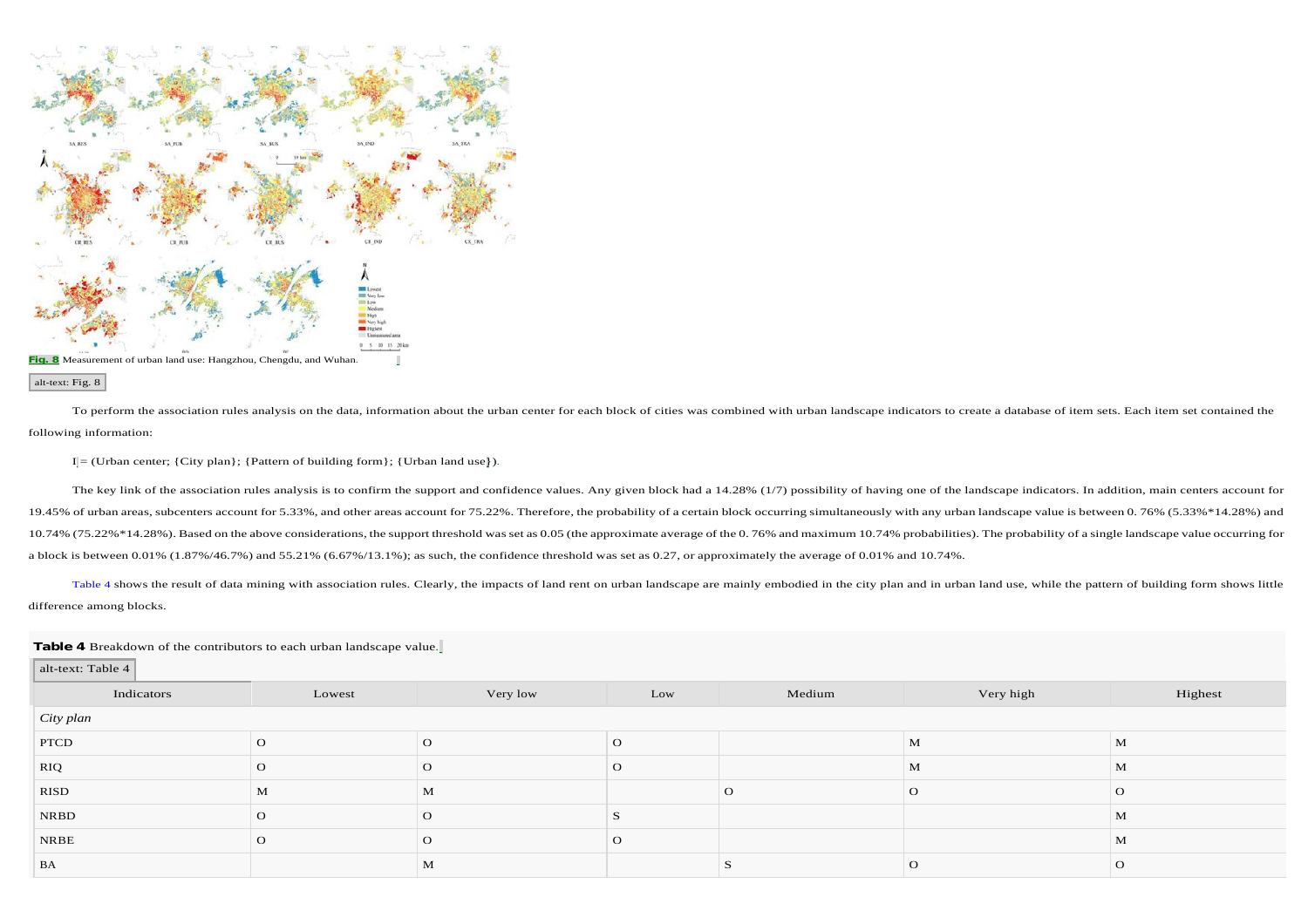**Fig. 8** Measurement of urban land use: Hangzhou, Chengdu, and Wuhan.

alt-text: Fig. 8

To perform the association rules analysis on the data, information about the urban center for each block of cities was combined with urban landscape indicators to create a database of item sets. Each item set contained the following information:

I = (Urban center; {City plan}; {Pattern of building form}; {Urban land use}).

The key link of the association rules analysis is to confirm the support and confidence values. Any given block had a 14.28% (1/7) possibility of having one of the landscape indicators. In addition, main centers account for 19.45% of urban areas, subcenters account for 5.33%, and other areas account for 75.22%. Therefore, the probability of a certain block occurring simultaneously with any urban landscape value is between 0. 76% (5.33%*14.28%) and 10.74% (75.22%*14.28%). Based on the above considerations, the support threshold was set as 0.05 (the approximate average of the 0. 76% and maximum 10.74% probabilities). The probability of a single landscape value occurring for a block is between 0.01% (1.87%/46.7%) and 55.21% (6.67%/13.1%); as such, the confidence threshold was set as 0.27, or approximately the average of 0.01% and 10.74%.

Table 4 shows the result of data mining with association rules. Clearly, the impacts of land rent on urban landscape are mainly embodied in the city plan and in urban land use, while the pattern of building form shows little difference among blocks.

**Table 4** Breakdown of the contributors to each urban landscape value.

alt-text: Table 4

| Indicators | Lowest | Very low | Low | Medium | Very high | Highest |
|---|---|---|---|---|---|---|
| *City plan* | | | | | | |
| PTCD | O | O | O | | M | M |
| RIQ | O | O | O | | M | M |
| RISD | M | M | | O | O | O |
| NRBD | O | O | S | | | M |
| NRBE | O | O | O | | | M |
| BA | | M | | S | O | O |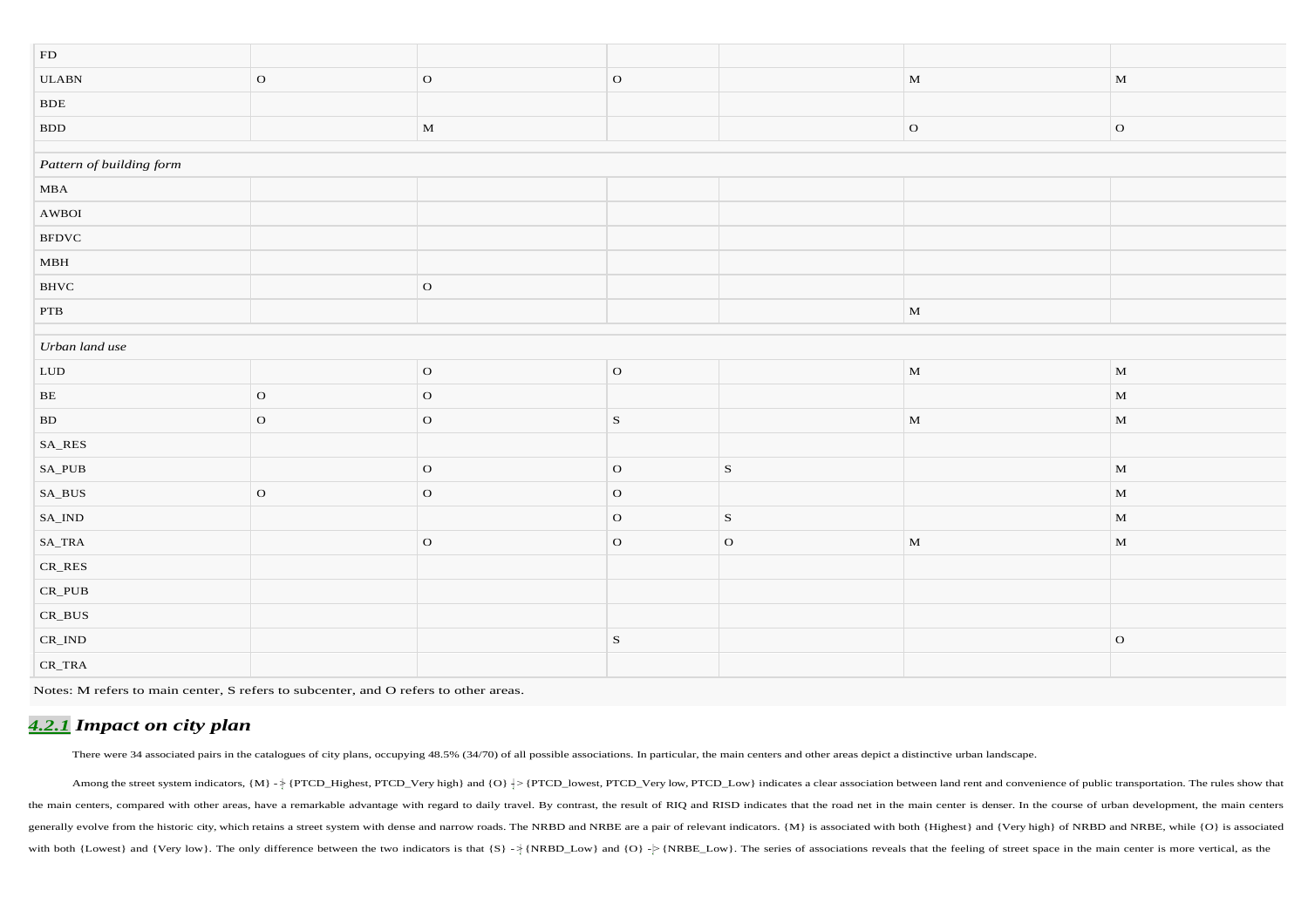| | | | | | | |
|---|---|---|---|---|---|---|
| FD | | | | | | |
| ULABN | O | O | O | | M | M |
| BDE | | | | | | |
| BDD | | M | | | O | O |
| *Pattern of building form* | | | | | | |
| MBA | | | | | | |
| AWBOI | | | | | | |
| BFDVC | | | | | | |
| MBH | | | | | | |
| BHVC | | O | | | | |
| PTB | | | | | M | |
| *Urban land use* | | | | | | |
| LUD | | O | O | | M | M |
| BE | O | O | | | | M |
| BD | O | O | S | | M | M |
| SA_RES | | | | | | |
| SA_PUB | | O | O | S | | M |
| SA_BUS | O | O | O | | | M |
| SA_IND | | | O | S | | M |
| SA_TRA | | O | O | O | M | M |
| CR_RES | | | | | | |
| CR_PUB | | | | | | |
| CR_BUS | | | | | | |
| CR_IND | | | S | | | O |
| CR_TRA | | | | | | |

Notes: M refers to main center, S refers to subcenter, and O refers to other areas.

### 4.2.1 *Impact on city plan*

There were 34 associated pairs in the catalogues of city plans, occupying 48.5% (34/70) of all possible associations. In particular, the main centers and other areas depict a distinctive urban landscape.

Among the street system indicators, {M} -> {PTCD_Highest, PTCD_Very high} and {O} -> {PTCD_lowest, PTCD_Very low, PTCD_Low} indicates a clear association between land rent and convenience of public transportation. The rules show that the main centers, compared with other areas, have a remarkable advantage with regard to daily travel. By contrast, the result of RIQ and RISD indicates that the road net in the main center is denser. In the course of urban development, the main centers generally evolve from the historic city, which retains a street system with dense and narrow roads. The NRBD and NRBE are a pair of relevant indicators. {M} is associated with both {Highest} and {Very high} of NRBD and NRBE, while {O} is associated with both {Lowest} and {Very low}. The only difference between the two indicators is that {S} -> {NRBD_Low} and {O} -> {NRBE_Low}. The series of associations reveals that the feeling of street space in the main center is more vertical, as the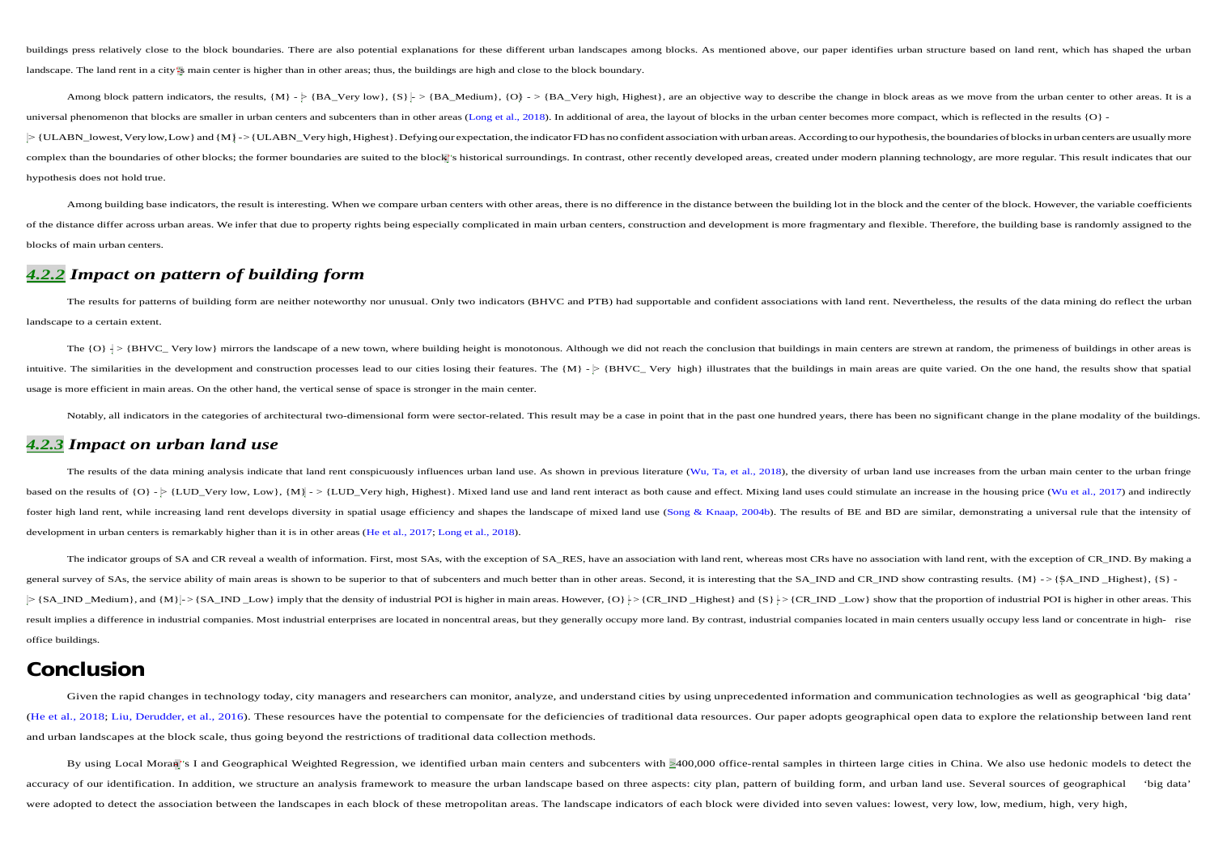buildings press relatively close to the block boundaries. There are also potential explanations for these different urban landscapes among blocks. As mentioned above, our paper identifies urban structure based on land rent, which has shaped the urban landscape. The land rent in a city's main center is higher than in other areas; thus, the buildings are high and close to the block boundary.

Among block pattern indicators, the results, {M} -> {BA_Very low}, {S} -> {BA_Medium}, {O} -> {BA_Very high, Highest}, are an objective way to describe the change in block areas as we move from the urban center to other areas. It is a universal phenomenon that blocks are smaller in urban centers and subcenters than in other areas (Long et al., 2018). In additional of area, the layout of blocks in the urban center becomes more compact, which is reflected in the results {O} -> {ULABN_lowest, Very low, Low} and {M} -> {ULABN_Very high, Highest}. Defying our expectation, the indicator FD has no confident association with urban areas. According to our hypothesis, the boundaries of blocks in urban centers are usually more complex than the boundaries of other blocks; the former boundaries are suited to the block's historical surroundings. In contrast, other recently developed areas, created under modern planning technology, are more regular. This result indicates that our hypothesis does not hold true.

Among building base indicators, the result is interesting. When we compare urban centers with other areas, there is no difference in the distance between the building lot in the block and the center of the block. However, the variable coefficients of the distance differ across urban areas. We infer that due to property rights being especially complicated in main urban centers, construction and development is more fragmentary and flexible. Therefore, the building base is randomly assigned to the blocks of main urban centers.

### *4.2.2 Impact on pattern of building form*

The results for patterns of building form are neither noteworthy nor unusual. Only two indicators (BHVC and PTB) had supportable and confident associations with land rent. Nevertheless, the results of the data mining do reflect the urban landscape to a certain extent.

The {O} -> {BHVC_ Very low} mirrors the landscape of a new town, where building height is monotonous. Although we did not reach the conclusion that buildings in main centers are strewn at random, the primeness of buildings in other areas is intuitive. The similarities in the development and construction processes lead to our cities losing their features. The {M} -> {BHVC_ Very high} illustrates that the buildings in main areas are quite varied. On the one hand, the results show that spatial usage is more efficient in main areas. On the other hand, the vertical sense of space is stronger in the main center.

Notably, all indicators in the categories of architectural two-dimensional form were sector-related. This result may be a case in point that in the past one hundred years, there has been no significant change in the plane modality of the buildings.

### *4.2.3 Impact on urban land use*

The results of the data mining analysis indicate that land rent conspicuously influences urban land use. As shown in previous literature (Wu, Ta, et al., 2018), the diversity of urban land use increases from the urban main center to the urban fringe based on the results of {O} -> {LUD_Very low, Low}, {M} -> {LUD_Very high, Highest}. Mixed land use and land rent interact as both cause and effect. Mixing land uses could stimulate an increase in the housing price (Wu et al., 2017) and indirectly foster high land rent, while increasing land rent develops diversity in spatial usage efficiency and shapes the landscape of mixed land use (Song & Knaap, 2004b). The results of BE and BD are similar, demonstrating a universal rule that the intensity of development in urban centers is remarkably higher than it is in other areas (He et al., 2017; Long et al., 2018).

The indicator groups of SA and CR reveal a wealth of information. First, most SAs, with the exception of SA_RES, have an association with land rent, whereas most CRs have no association with land rent, with the exception of CR_IND. By making a general survey of SAs, the service ability of main areas is shown to be superior to that of subcenters and much better than in other areas. Second, it is interesting that the SA_IND and CR_IND show contrasting results. {M} -> {SA_IND _Highest}, {S} -> {SA_IND _Medium}, and {M} -> {SA_IND _Low} imply that the density of industrial POI is higher in main areas. However, {O} -> {CR_IND _Highest} and {S} -> {CR_IND _Low} show that the proportion of industrial POI is higher in other areas. This result implies a difference in industrial companies. Most industrial enterprises are located in noncentral areas, but they generally occupy more land. By contrast, industrial companies located in main centers usually occupy less land or concentrate in high- rise office buildings.

## Conclusion

Given the rapid changes in technology today, city managers and researchers can monitor, analyze, and understand cities by using unprecedented information and communication technologies as well as geographical 'big data' (He et al., 2018; Liu, Derudder, et al., 2016). These resources have the potential to compensate for the deficiencies of traditional data resources. Our paper adopts geographical open data to explore the relationship between land rent and urban landscapes at the block scale, thus going beyond the restrictions of traditional data collection methods.

By using Local Moran's I and Geographical Weighted Regression, we identified urban main centers and subcenters with >400,000 office-rental samples in thirteen large cities in China. We also use hedonic models to detect the accuracy of our identification. In addition, we structure an analysis framework to measure the urban landscape based on three aspects: city plan, pattern of building form, and urban land use. Several sources of geographical 'big data' were adopted to detect the association between the landscapes in each block of these metropolitan areas. The landscape indicators of each block were divided into seven values: lowest, very low, low, medium, high, very high,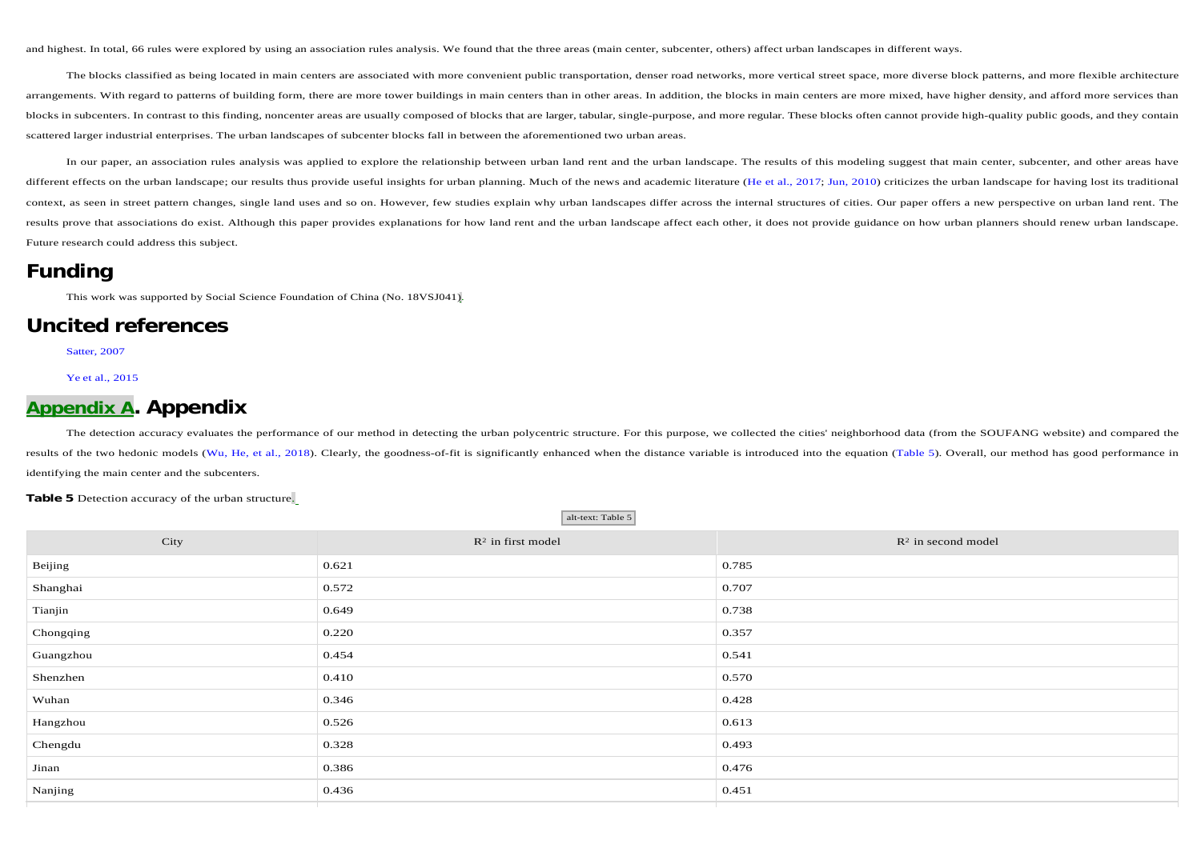and highest. In total, 66 rules were explored by using an association rules analysis. We found that the three areas (main center, subcenter, others) affect urban landscapes in different ways.

The blocks classified as being located in main centers are associated with more convenient public transportation, denser road networks, more vertical street space, more diverse block patterns, and more flexible architecture arrangements. With regard to patterns of building form, there are more tower buildings in main centers than in other areas. In addition, the blocks in main centers are more mixed, have higher density, and afford more services than blocks in subcenters. In contrast to this finding, noncenter areas are usually composed of blocks that are larger, tabular, single-purpose, and more regular. These blocks often cannot provide high-quality public goods, and they contain scattered larger industrial enterprises. The urban landscapes of subcenter blocks fall in between the aforementioned two urban areas.

In our paper, an association rules analysis was applied to explore the relationship between urban land rent and the urban landscape. The results of this modeling suggest that main center, subcenter, and other areas have different effects on the urban landscape; our results thus provide useful insights for urban planning. Much of the news and academic literature (He et al., 2017; Jun, 2010) criticizes the urban landscape for having lost its traditional context, as seen in street pattern changes, single land uses and so on. However, few studies explain why urban landscapes differ across the internal structures of cities. Our paper offers a new perspective on urban land rent. The results prove that associations do exist. Although this paper provides explanations for how land rent and the urban landscape affect each other, it does not provide guidance on how urban planners should renew urban landscape. Future research could address this subject.

## Funding

This work was supported by Social Science Foundation of China (No. 18VSJ041).

## Uncited references

Satter, 2007

Ye et al., 2015

## Appendix A. Appendix

The detection accuracy evaluates the performance of our method in detecting the urban polycentric structure. For this purpose, we collected the cities' neighborhood data (from the SOUFANG website) and compared the results of the two hedonic models (Wu, He, et al., 2018). Clearly, the goodness-of-fit is significantly enhanced when the distance variable is introduced into the equation (Table 5). Overall, our method has good performance in identifying the main center and the subcenters.

**Table 5** Detection accuracy of the urban structure.

| City | $R^2$ in first model | $R^2$ in second model |
|---|---|---|
| Beijing | 0.621 | 0.785 |
| Shanghai | 0.572 | 0.707 |
| Tianjin | 0.649 | 0.738 |
| Chongqing | 0.220 | 0.357 |
| Guangzhou | 0.454 | 0.541 |
| Shenzhen | 0.410 | 0.570 |
| Wuhan | 0.346 | 0.428 |
| Hangzhou | 0.526 | 0.613 |
| Chengdu | 0.328 | 0.493 |
| Jinan | 0.386 | 0.476 |
| Nanjing | 0.436 | 0.451 |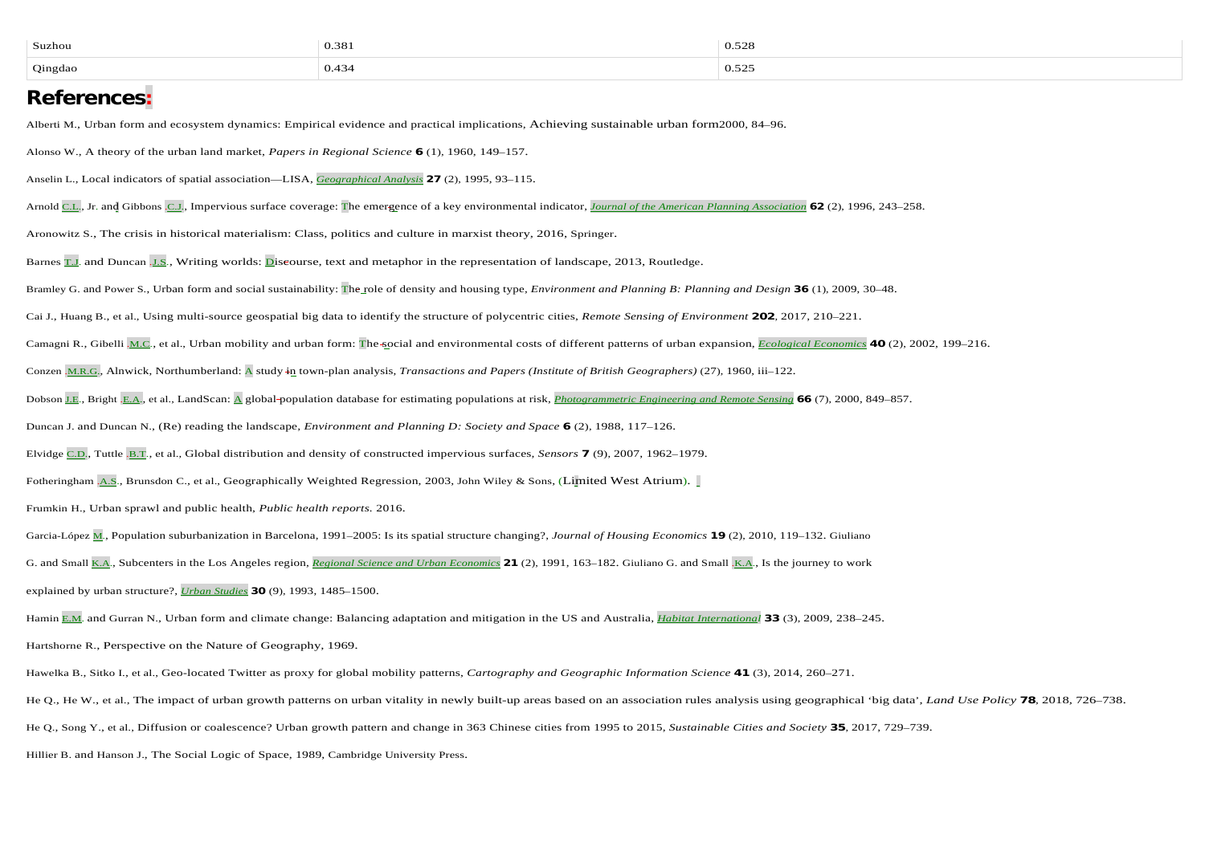| Suzhou | 0.381 | 0.528 |
|---|---|---|
| Qingdao | 0.434 | 0.525 |

## References:

Alberti M., Urban form and ecosystem dynamics: Empirical evidence and practical implications, Achieving sustainable urban form2000, 84–96.

Alonso W., A theory of the urban land market, *Papers in Regional Science* **6** (1), 1960, 149–157.

Anselin L., Local indicators of spatial association—LISA, *Geographical Analysis* **27** (2), 1995, 93–115.

Arnold C.L., Jr. and Gibbons C.J., Impervious surface coverage: The emergence of a key environmental indicator, *Journal of the American Planning Association* **62** (2), 1996, 243–258.

Aronowitz S., The crisis in historical materialism: Class, politics and culture in marxist theory, 2016, Springer.

Barnes T.J. and Duncan J.S., Writing worlds: Discourse, text and metaphor in the representation of landscape, 2013, Routledge.

Bramley G. and Power S., Urban form and social sustainability: The role of density and housing type, *Environment and Planning B: Planning and Design* **36** (1), 2009, 30–48.

Cai J., Huang B., et al., Using multi-source geospatial big data to identify the structure of polycentric cities, *Remote Sensing of Environment* **202**, 2017, 210–221.

Camagni R., Gibelli M.C., et al., Urban mobility and urban form: The social and environmental costs of different patterns of urban expansion, *Ecological Economics* **40** (2), 2002, 199–216.

Conzen M.R.G., Alnwick, Northumberland: A study in town-plan analysis, *Transactions and Papers (Institute of British Geographers)* (27), 1960, iii–122.

Dobson J.E., Bright E.A., et al., LandScan: A global population database for estimating populations at risk, *Photogrammetric Engineering and Remote Sensing* **66** (7), 2000, 849–857.

Duncan J. and Duncan N., (Re) reading the landscape, *Environment and Planning D: Society and Space* **6** (2), 1988, 117–126.

Elvidge C.D., Tuttle B.T., et al., Global distribution and density of constructed impervious surfaces, *Sensors* **7** (9), 2007, 1962–1979.

Fotheringham A.S., Brunsdon C., et al., Geographically Weighted Regression, 2003, John Wiley & Sons, (Limited West Atrium).

Frumkin H., Urban sprawl and public health, *Public health reports.* 2016.

Garcia-López M., Population suburbanization in Barcelona, 1991–2005: Is its spatial structure changing?, *Journal of Housing Economics* **19** (2), 2010, 119–132. Giuliano G. and Small K.A., Subcenters in the Los Angeles region, *Regional Science and Urban Economics* **21** (2), 1991, 163–182. Giuliano G. and Small K.A., Is the journey to work explained by urban structure?, *Urban Studies* **30** (9), 1993, 1485–1500.

Hamin E.M. and Gurran N., Urban form and climate change: Balancing adaptation and mitigation in the US and Australia, *Habitat International* **33** (3), 2009, 238–245.

Hartshorne R., Perspective on the Nature of Geography, 1969.

Hawelka B., Sitko I., et al., Geo-located Twitter as proxy for global mobility patterns, *Cartography and Geographic Information Science* **41** (3), 2014, 260–271.

He Q., He W., et al., The impact of urban growth patterns on urban vitality in newly built-up areas based on an association rules analysis using geographical 'big data', *Land Use Policy* **78**, 2018, 726–738.

He Q., Song Y., et al., Diffusion or coalescence? Urban growth pattern and change in 363 Chinese cities from 1995 to 2015, *Sustainable Cities and Society* **35**, 2017, 729–739.

Hillier B. and Hanson J., The Social Logic of Space, 1989, Cambridge University Press.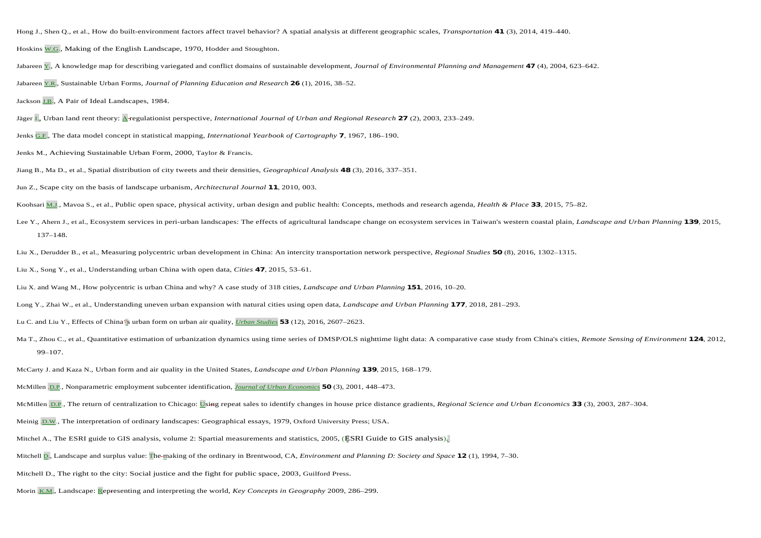Hong J., Shen Q., et al., How do built-environment factors affect travel behavior? A spatial analysis at different geographic scales, *Transportation* **41** (3), 2014, 419–440.

Hoskins W.G., Making of the English Landscape, 1970, Hodder and Stoughton.

Jabareen Y., A knowledge map for describing variegated and conflict domains of sustainable development, *Journal of Environmental Planning and Management* **47** (4), 2004, 623–642.

Jabareen Y.R., Sustainable Urban Forms, *Journal of Planning Education and Research* **26** (1), 2016, 38–52.

Jackson J.B., A Pair of Ideal Landscapes, 1984.

Jäger J., Urban land rent theory: A regulationist perspective, *International Journal of Urban and Regional Research* **27** (2), 2003, 233–249.

Jenks G.F., The data model concept in statistical mapping, *International Yearbook of Cartography* **7**, 1967, 186–190.

Jenks M., Achieving Sustainable Urban Form, 2000, Taylor & Francis.

Jiang B., Ma D., et al., Spatial distribution of city tweets and their densities, *Geographical Analysis* **48** (3), 2016, 337–351.

Jun Z., Scape city on the basis of landscape urbanism, *Architectural Journal* **11**, 2010, 003.

Koohsari M.J., Mavoa S., et al., Public open space, physical activity, urban design and public health: Concepts, methods and research agenda, *Health & Place* **33**, 2015, 75–82.

Lee Y., Ahern J., et al., Ecosystem services in peri-urban landscapes: The effects of agricultural landscape change on ecosystem services in Taiwan's western coastal plain, *Landscape and Urban Planning* **139**, 2015, 137–148.

Liu X., Derudder B., et al., Measuring polycentric urban development in China: An intercity transportation network perspective, *Regional Studies* **50** (8), 2016, 1302–1315.

Liu X., Song Y., et al., Understanding urban China with open data, *Cities* **47**, 2015, 53–61.

Liu X. and Wang M., How polycentric is urban China and why? A case study of 318 cities, *Landscape and Urban Planning* **151**, 2016, 10–20.

Long Y., Zhai W., et al., Understanding uneven urban expansion with natural cities using open data, *Landscape and Urban Planning* **177**, 2018, 281–293.

Lu C. and Liu Y., Effects of China's urban form on urban air quality, *Urban Studies* **53** (12), 2016, 2607–2623.

Ma T., Zhou C., et al., Quantitative estimation of urbanization dynamics using time series of DMSP/OLS nighttime light data: A comparative case study from China's cities, *Remote Sensing of Environment* **124**, 2012, 99–107.

McCarty J. and Kaza N., Urban form and air quality in the United States, *Landscape and Urban Planning* **139**, 2015, 168–179.

McMillen D.P., Nonparametric employment subcenter identification, *Journal of Urban Economics* **50** (3), 2001, 448–473.

McMillen D.P., The return of centralization to Chicago: Using repeat sales to identify changes in house price distance gradients, *Regional Science and Urban Economics* **33** (3), 2003, 287–304.

Meinig D.W., The interpretation of ordinary landscapes: Geographical essays, 1979, Oxford University Press; USA.

Mitchel A., The ESRI guide to GIS analysis, volume 2: Spartial measurements and statistics, 2005, (ESRI Guide to GIS analysis).

Mitchell D., Landscape and surplus value: The making of the ordinary in Brentwood, CA, *Environment and Planning D: Society and Space* **12** (1), 1994, 7–30.

Mitchell D., The right to the city: Social justice and the fight for public space, 2003, Guilford Press.

Morin K.M., Landscape: Representing and interpreting the world, *Key Concepts in Geography* 2009, 286–299.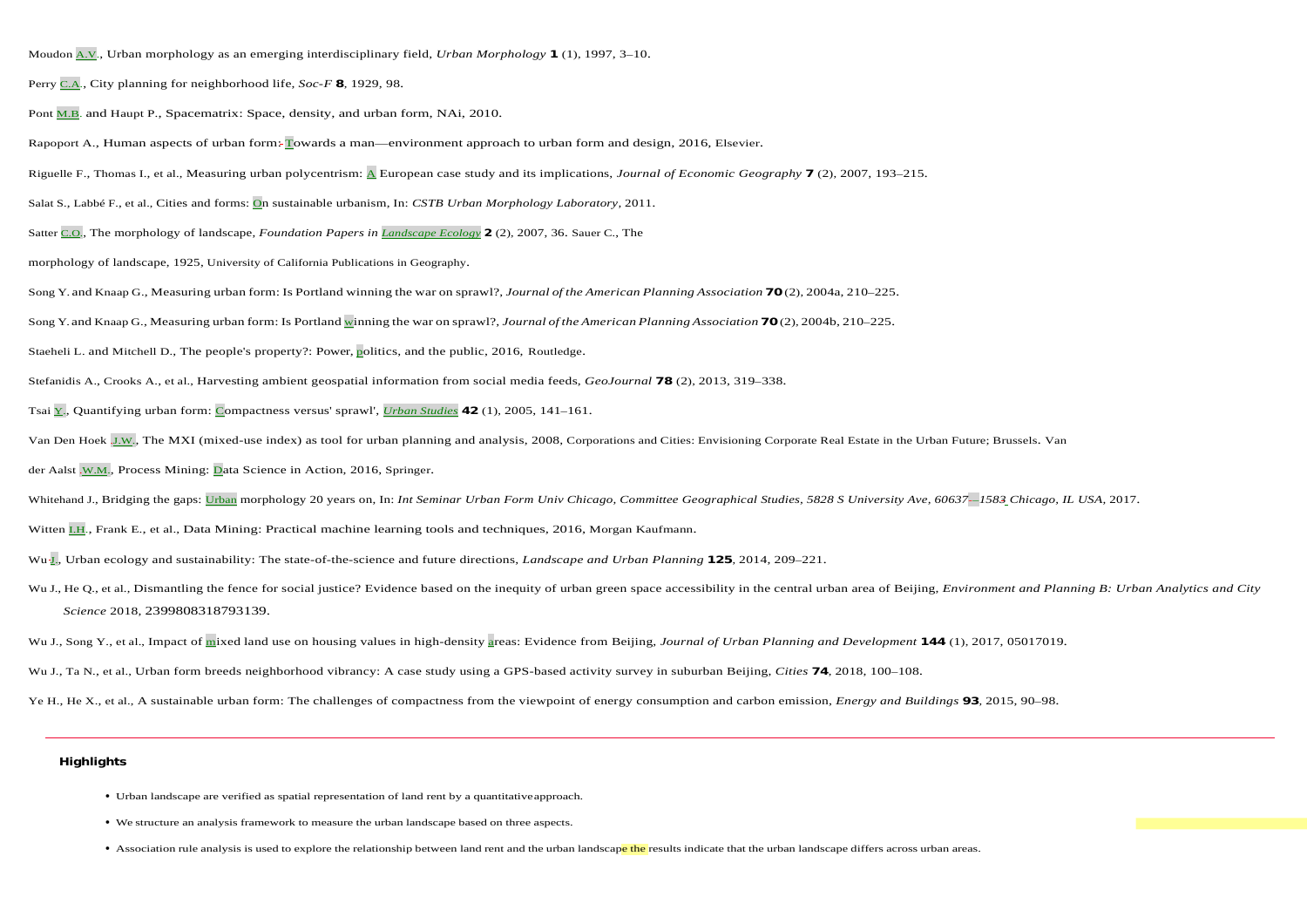Moudon A.V., Urban morphology as an emerging interdisciplinary field, *Urban Morphology* **1** (1), 1997, 3–10.

Perry C.A., City planning for neighborhood life, *Soc-F* **8**, 1929, 98.

Pont M.B. and Haupt P., Spacematrix: Space, density, and urban form, NAi, 2010.

Rapoport A., Human aspects of urban form: Towards a man—environment approach to urban form and design, 2016, Elsevier.

Riguelle F., Thomas I., et al., Measuring urban polycentrism: A European case study and its implications, *Journal of Economic Geography* **7** (2), 2007, 193–215.

Salat S., Labbé F., et al., Cities and forms: On sustainable urbanism, In: *CSTB Urban Morphology Laboratory*, 2011.

Satter C.O., The morphology of landscape, *Foundation Papers in Landscape Ecology* **2** (2), 2007, 36. Sauer C., The morphology of landscape, 1925, University of California Publications in Geography.

Song Y. and Knaap G., Measuring urban form: Is Portland winning the war on sprawl?, *Journal of the American Planning Association* **70** (2), 2004a, 210–225.

Song Y. and Knaap G., Measuring urban form: Is Portland winning the war on sprawl?, *Journal of the American Planning Association* **70** (2), 2004b, 210–225.

Staeheli L. and Mitchell D., The people's property?: Power, politics, and the public, 2016, Routledge.

Stefanidis A., Crooks A., et al., Harvesting ambient geospatial information from social media feeds, *GeoJournal* **78** (2), 2013, 319–338.

Tsai Y., Quantifying urban form: Compactness versus' sprawl', *Urban Studies* **42** (1), 2005, 141–161.

Van Den Hoek J.W., The MXI (mixed-use index) as tool for urban planning and analysis, 2008, Corporations and Cities: Envisioning Corporate Real Estate in the Urban Future; Brussels. Van der Aalst W.M., Process Mining: Data Science in Action, 2016, Springer.

Whitehand J., Bridging the gaps: Urban morphology 20 years on, In: *Int Seminar Urban Form Univ Chicago, Committee Geographical Studies, 5828 S University Ave, 60637–1583 Chicago, IL USA*, 2017.

Witten I.H., Frank E., et al., Data Mining: Practical machine learning tools and techniques, 2016, Morgan Kaufmann.

Wu J., Urban ecology and sustainability: The state-of-the-science and future directions, *Landscape and Urban Planning* **125**, 2014, 209–221.

Wu J., He Q., et al., Dismantling the fence for social justice? Evidence based on the inequity of urban green space accessibility in the central urban area of Beijing, *Environment and Planning B: Urban Analytics and City Science* 2018, 2399808318793139.

Wu J., Song Y., et al., Impact of mixed land use on housing values in high-density areas: Evidence from Beijing, *Journal of Urban Planning and Development* **144** (1), 2017, 05017019.

Wu J., Ta N., et al., Urban form breeds neighborhood vibrancy: A case study using a GPS-based activity survey in suburban Beijing, *Cities* **74**, 2018, 100–108.

Ye H., He X., et al., A sustainable urban form: The challenges of compactness from the viewpoint of energy consumption and carbon emission, *Energy and Buildings* **93**, 2015, 90–98.

## Highlights

- Urban landscape are verified as spatial representation of land rent by a quantitative approach.
- We structure an analysis framework to measure the urban landscape based on three aspects.
- Association rule analysis is used to explore the relationship between land rent and the urban landscape the results indicate that the urban landscape differs across urban areas.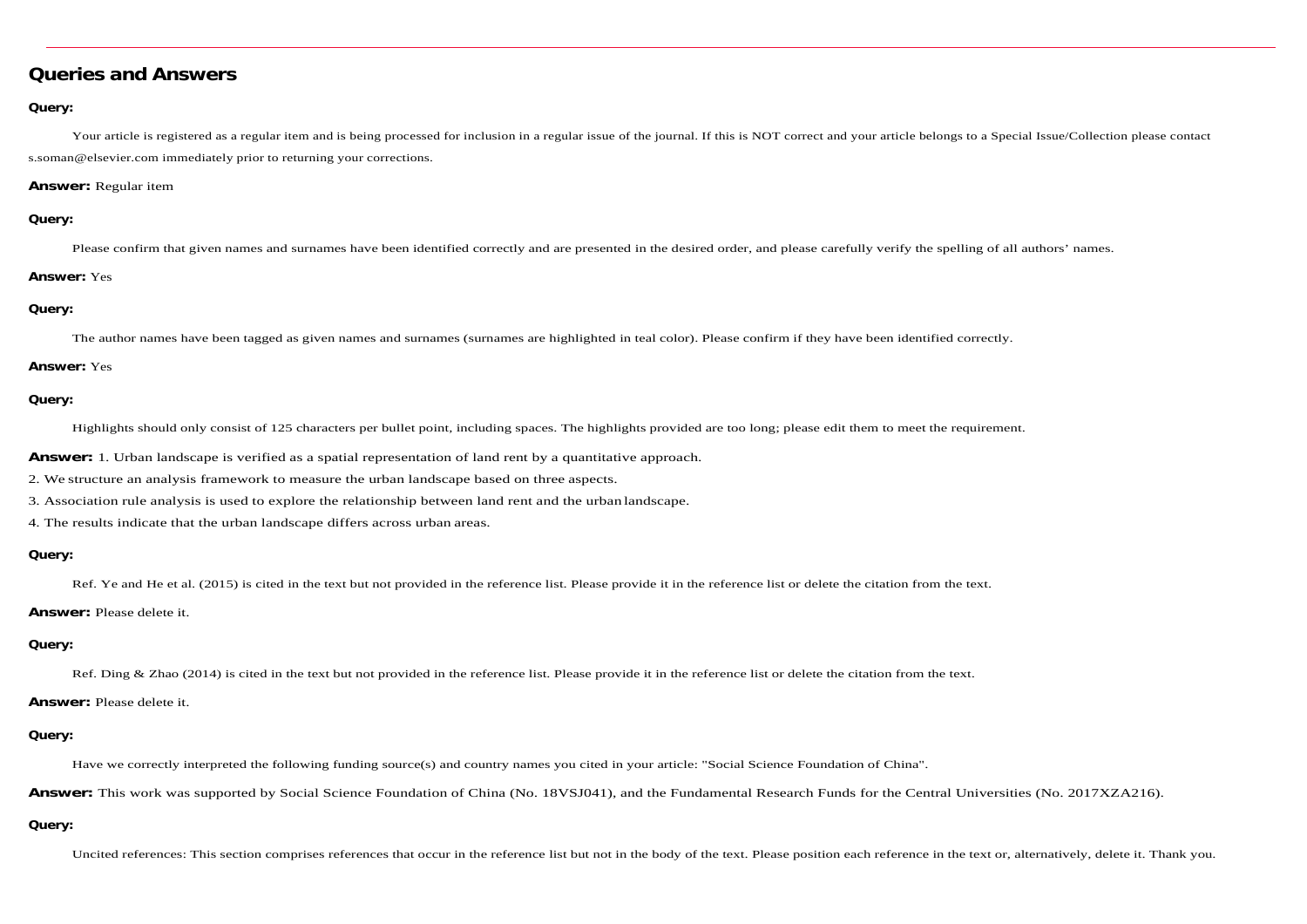## Queries and Answers

**Query:**

Your article is registered as a regular item and is being processed for inclusion in a regular issue of the journal. If this is NOT correct and your article belongs to a Special Issue/Collection please contact s.soman@elsevier.com immediately prior to returning your corrections.

**Answer:** Regular item

**Query:**

Please confirm that given names and surnames have been identified correctly and are presented in the desired order, and please carefully verify the spelling of all authors' names.

**Answer:** Yes

**Query:**

The author names have been tagged as given names and surnames (surnames are highlighted in teal color). Please confirm if they have been identified correctly.

**Answer:** Yes

**Query:**

Highlights should only consist of 125 characters per bullet point, including spaces. The highlights provided are too long; please edit them to meet the requirement.

**Answer:** 1. Urban landscape is verified as a spatial representation of land rent by a quantitative approach.

2. We structure an analysis framework to measure the urban landscape based on three aspects.

3. Association rule analysis is used to explore the relationship between land rent and the urban landscape.

4. The results indicate that the urban landscape differs across urban areas.

**Query:**

Ref. Ye and He et al. (2015) is cited in the text but not provided in the reference list. Please provide it in the reference list or delete the citation from the text.

**Answer:** Please delete it.

**Query:**

Ref. Ding & Zhao (2014) is cited in the text but not provided in the reference list. Please provide it in the reference list or delete the citation from the text.

**Answer:** Please delete it.

**Query:**

Have we correctly interpreted the following funding source(s) and country names you cited in your article: "Social Science Foundation of China".

**Answer:** This work was supported by Social Science Foundation of China (No. 18VSJ041), and the Fundamental Research Funds for the Central Universities (No. 2017XZA216).

**Query:**

Uncited references: This section comprises references that occur in the reference list but not in the body of the text. Please position each reference in the text or, alternatively, delete it. Thank you.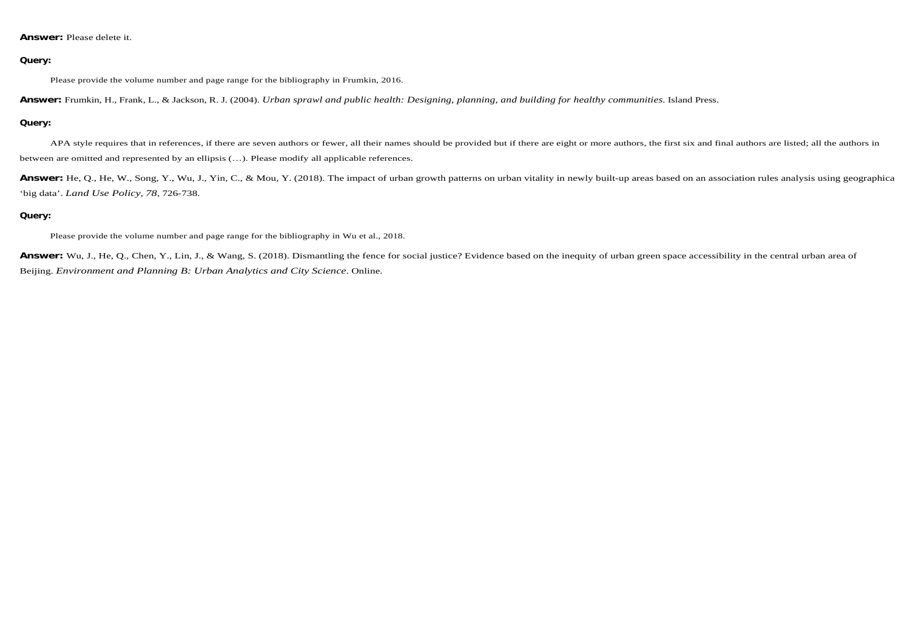**Answer:** Please delete it.

**Query:**

Please provide the volume number and page range for the bibliography in Frumkin, 2016.

**Answer:** Frumkin, H., Frank, L., & Jackson, R. J. (2004). *Urban sprawl and public health: Designing, planning, and building for healthy communities*. Island Press.

**Query:**

APA style requires that in references, if there are seven authors or fewer, all their names should be provided but if there are eight or more authors, the first six and final authors are listed; all the authors in between are omitted and represented by an ellipsis (…). Please modify all applicable references.

**Answer:** He, Q., He, W., Song, Y., Wu, J., Yin, C., & Mou, Y. (2018). The impact of urban growth patterns on urban vitality in newly built-up areas based on an association rules analysis using geographica 'big data'. *Land Use Policy*, *78*, 726-738.

**Query:**

Please provide the volume number and page range for the bibliography in Wu et al., 2018.

**Answer:** Wu, J., He, Q., Chen, Y., Lin, J., & Wang, S. (2018). Dismantling the fence for social justice? Evidence based on the inequity of urban green space accessibility in the central urban area of Beijing. *Environment and Planning B: Urban Analytics and City Science*. Online.